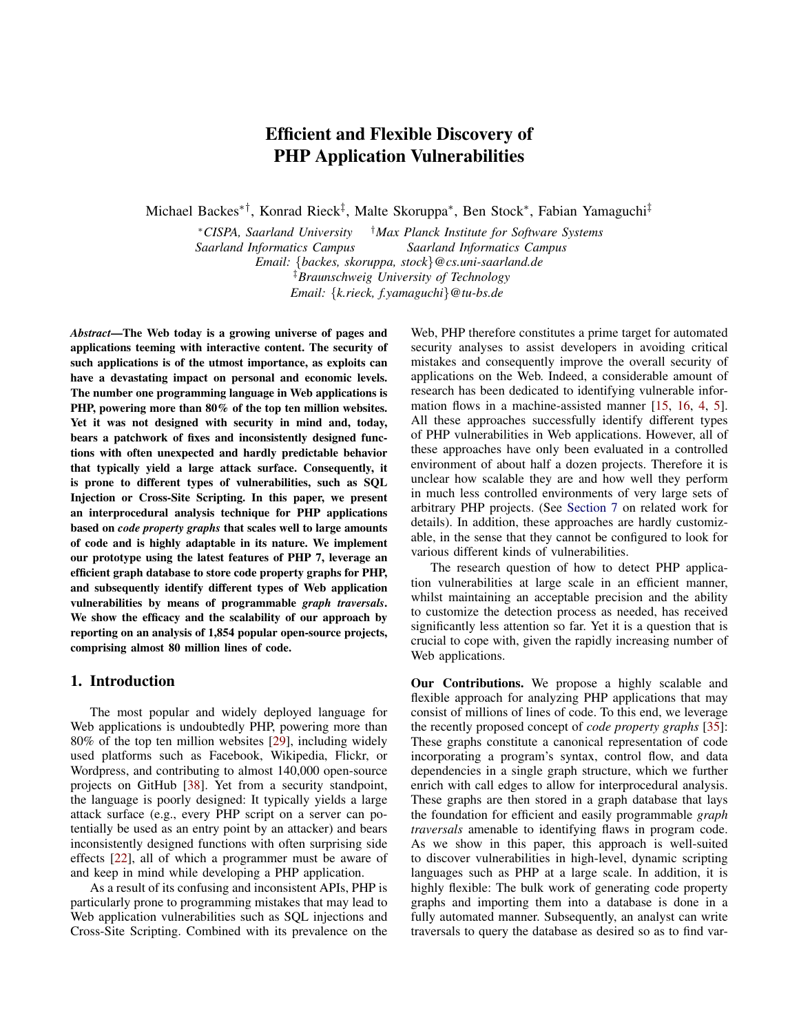# Efficient and Flexible Discovery of PHP Application Vulnerabilities

Michael Backes[∗†], Konrad Rieck[‡], Malte Skoruppa[∗], Ben Stock[∗], Fabian Yamaguchi[‡]

[∗]*CISPA, Saarland University* [†]*Max Planck Institute for Software Systems*
*Saarland Informatics Campus* *Saarland Informatics Campus*
*Email: {backes, skoruppa, stock}@cs.uni-saarland.de*
[‡]*Braunschweig University of Technology*
*Email: {k.rieck, f.yamaguchi}@tu-bs.de*

***Abstract*—The Web today is a growing universe of pages and applications teeming with interactive content. The security of such applications is of the utmost importance, as exploits can have a devastating impact on personal and economic levels. The number one programming language in Web applications is PHP, powering more than 80% of the top ten million websites. Yet it was not designed with security in mind and, today, bears a patchwork of fixes and inconsistently designed functions with often unexpected and hardly predictable behavior that typically yield a large attack surface. Consequently, it is prone to different types of vulnerabilities, such as SQL Injection or Cross-Site Scripting. In this paper, we present an interprocedural analysis technique for PHP applications based on *code property graphs* that scales well to large amounts of code and is highly adaptable in its nature. We implement our prototype using the latest features of PHP 7, leverage an efficient graph database to store code property graphs for PHP, and subsequently identify different types of Web application vulnerabilities by means of programmable *graph traversals*. We show the efficacy and the scalability of our approach by reporting on an analysis of 1,854 popular open-source projects, comprising almost 80 million lines of code.**

## 1. Introduction

The most popular and widely deployed language for Web applications is undoubtedly PHP, powering more than 80% of the top ten million websites [29], including widely used platforms such as Facebook, Wikipedia, Flickr, or Wordpress, and contributing to almost 140,000 open-source projects on GitHub [38]. Yet from a security standpoint, the language is poorly designed: It typically yields a large attack surface (e.g., every PHP script on a server can potentially be used as an entry point by an attacker) and bears inconsistently designed functions with often surprising side effects [22], all of which a programmer must be aware of and keep in mind while developing a PHP application.

As a result of its confusing and inconsistent APIs, PHP is particularly prone to programming mistakes that may lead to Web application vulnerabilities such as SQL injections and Cross-Site Scripting. Combined with its prevalence on the Web, PHP therefore constitutes a prime target for automated security analyses to assist developers in avoiding critical mistakes and consequently improve the overall security of applications on the Web. Indeed, a considerable amount of research has been dedicated to identifying vulnerable information flows in a machine-assisted manner [15, 16, 4, 5]. All these approaches successfully identify different types of PHP vulnerabilities in Web applications. However, all of these approaches have only been evaluated in a controlled environment of about half a dozen projects. Therefore it is unclear how scalable they are and how well they perform in much less controlled environments of very large sets of arbitrary PHP projects. (See Section 7 on related work for details). In addition, these approaches are hardly customizable, in the sense that they cannot be configured to look for various different kinds of vulnerabilities.

The research question of how to detect PHP application vulnerabilities at large scale in an efficient manner, whilst maintaining an acceptable precision and the ability to customize the detection process as needed, has received significantly less attention so far. Yet it is a question that is crucial to cope with, given the rapidly increasing number of Web applications.

**Our Contributions.** We propose a highly scalable and flexible approach for analyzing PHP applications that may consist of millions of lines of code. To this end, we leverage the recently proposed concept of *code property graphs* [35]: These graphs constitute a canonical representation of code incorporating a program's syntax, control flow, and data dependencies in a single graph structure, which we further enrich with call edges to allow for interprocedural analysis. These graphs are then stored in a graph database that lays the foundation for efficient and easily programmable *graph traversals* amenable to identifying flaws in program code. As we show in this paper, this approach is well-suited to discover vulnerabilities in high-level, dynamic scripting languages such as PHP at a large scale. In addition, it is highly flexible: The bulk work of generating code property graphs and importing them into a database is done in a fully automated manner. Subsequently, an analyst can write traversals to query the database as desired so as to find var-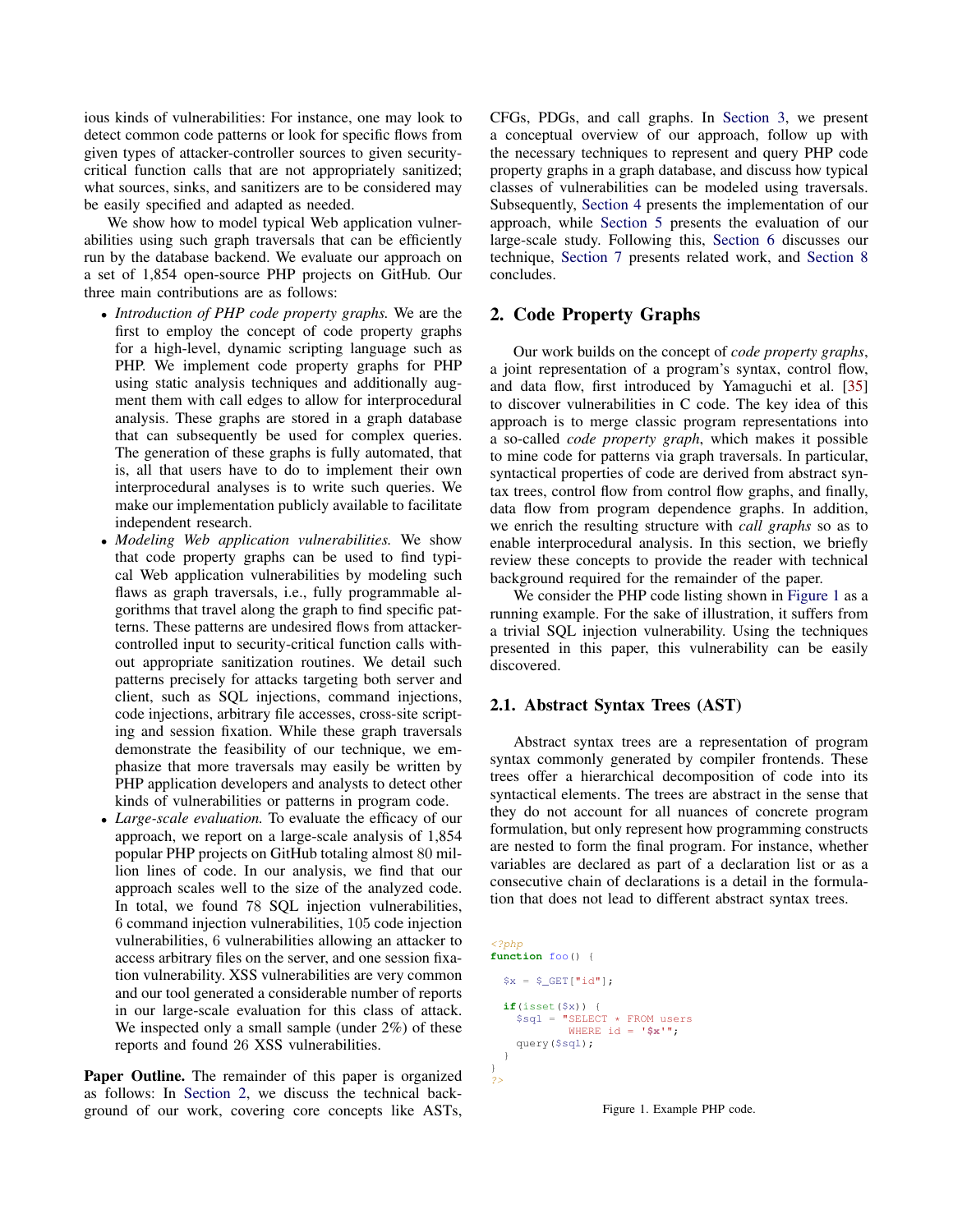ious kinds of vulnerabilities: For instance, one may look to detect common code patterns or look for specific flows from given types of attacker-controller sources to given security-critical function calls that are not appropriately sanitized; what sources, sinks, and sanitizers are to be considered may be easily specified and adapted as needed.

We show how to model typical Web application vulnerabilities using such graph traversals that can be efficiently run by the database backend. We evaluate our approach on a set of 1,854 open-source PHP projects on GitHub. Our three main contributions are as follows:

- *Introduction of PHP code property graphs.* We are the first to employ the concept of code property graphs for a high-level, dynamic scripting language such as PHP. We implement code property graphs for PHP using static analysis techniques and additionally augment them with call edges to allow for interprocedural analysis. These graphs are stored in a graph database that can subsequently be used for complex queries. The generation of these graphs is fully automated, that is, all that users have to do to implement their own interprocedural analyses is to write such queries. We make our implementation publicly available to facilitate independent research.
- *Modeling Web application vulnerabilities.* We show that code property graphs can be used to find typical Web application vulnerabilities by modeling such flaws as graph traversals, i.e., fully programmable algorithms that travel along the graph to find specific patterns. These patterns are undesired flows from attacker-controlled input to security-critical function calls without appropriate sanitization routines. We detail such patterns precisely for attacks targeting both server and client, such as SQL injections, command injections, code injections, arbitrary file accesses, cross-site scripting and session fixation. While these graph traversals demonstrate the feasibility of our technique, we emphasize that more traversals may easily be written by PHP application developers and analysts to detect other kinds of vulnerabilities or patterns in program code.
- *Large-scale evaluation.* To evaluate the efficacy of our approach, we report on a large-scale analysis of 1,854 popular PHP projects on GitHub totaling almost 80 million lines of code. In our analysis, we find that our approach scales well to the size of the analyzed code. In total, we found 78 SQL injection vulnerabilities, 6 command injection vulnerabilities, 105 code injection vulnerabilities, 6 vulnerabilities allowing an attacker to access arbitrary files on the server, and one session fixation vulnerability. XSS vulnerabilities are very common and our tool generated a considerable number of reports in our large-scale evaluation for this class of attack. We inspected only a small sample (under 2%) of these reports and found 26 XSS vulnerabilities.

**Paper Outline.** The remainder of this paper is organized as follows: In Section 2, we discuss the technical background of our work, covering core concepts like ASTs, CFGs, PDGs, and call graphs. In Section 3, we present a conceptual overview of our approach, follow up with the necessary techniques to represent and query PHP code property graphs in a graph database, and discuss how typical classes of vulnerabilities can be modeled using traversals. Subsequently, Section 4 presents the implementation of our approach, while Section 5 presents the evaluation of our large-scale study. Following this, Section 6 discusses our technique, Section 7 presents related work, and Section 8 concludes.

## 2. Code Property Graphs

Our work builds on the concept of *code property graphs*, a joint representation of a program's syntax, control flow, and data flow, first introduced by Yamaguchi et al. [35] to discover vulnerabilities in C code. The key idea of this approach is to merge classic program representations into a so-called *code property graph*, which makes it possible to mine code for patterns via graph traversals. In particular, syntactical properties of code are derived from abstract syntax trees, control flow from control flow graphs, and finally, data flow from program dependence graphs. In addition, we enrich the resulting structure with *call graphs* so as to enable interprocedural analysis. In this section, we briefly review these concepts to provide the reader with technical background required for the remainder of the paper.

We consider the PHP code listing shown in Figure 1 as a running example. For the sake of illustration, it suffers from a trivial SQL injection vulnerability. Using the techniques presented in this paper, this vulnerability can be easily discovered.

### 2.1. Abstract Syntax Trees (AST)

Abstract syntax trees are a representation of program syntax commonly generated by compiler frontends. These trees offer a hierarchical decomposition of code into its syntactical elements. The trees are abstract in the sense that they do not account for all nuances of concrete program formulation, but only represent how programming constructs are nested to form the final program. For instance, whether variables are declared as part of a declaration list or as a consecutive chain of declarations is a detail in the formulation that does not lead to different abstract syntax trees.

```php
<?php
function foo() {

  $x = $_GET["id"];

  if(isset($x)) {
    $sql = "SELECT * FROM users
            WHERE id = '$x'";
    query($sql);
  }
}
?>
```

Figure 1. Example PHP code.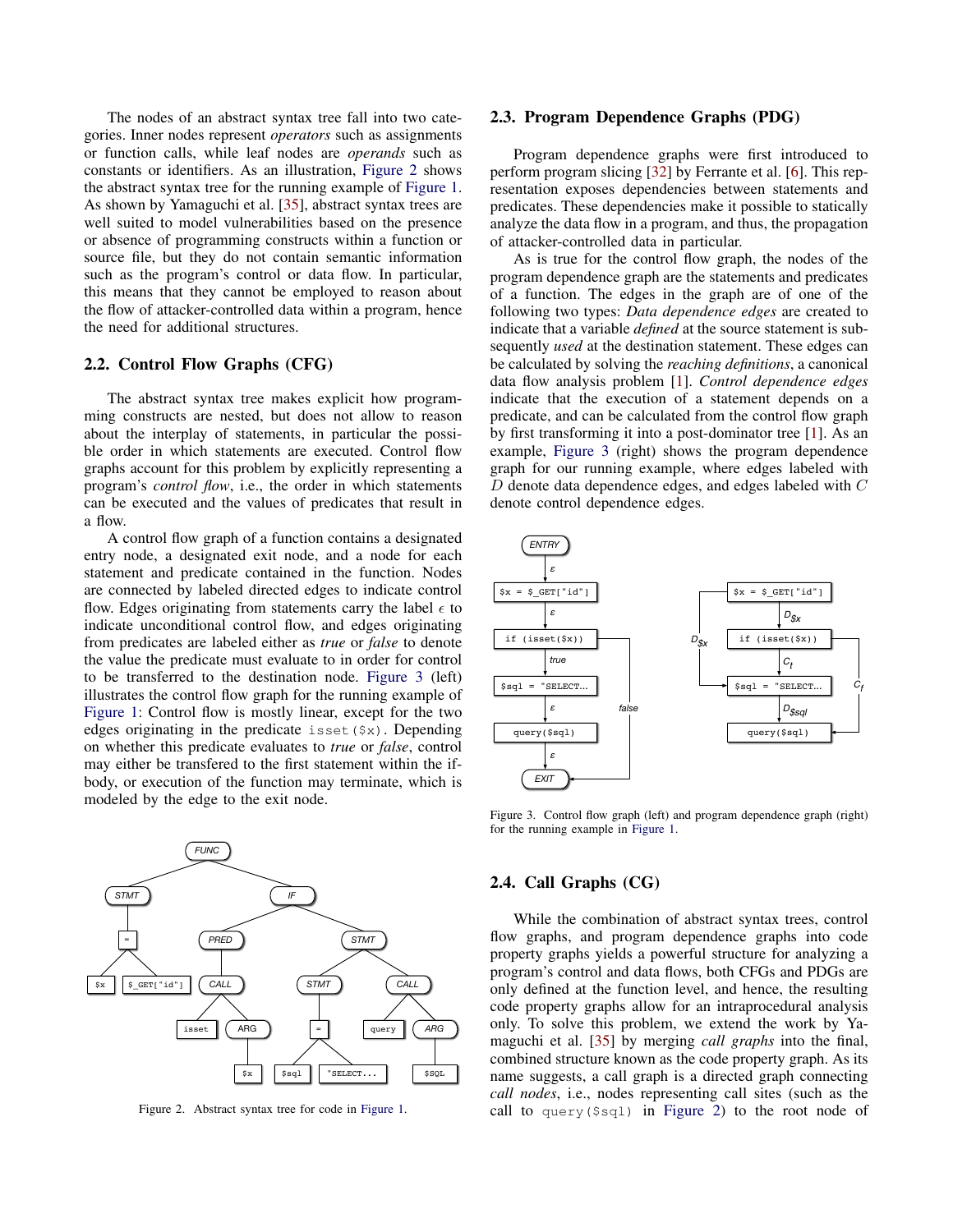The nodes of an abstract syntax tree fall into two categories. Inner nodes represent *operators* such as assignments or function calls, while leaf nodes are *operands* such as constants or identifiers. As an illustration, Figure 2 shows the abstract syntax tree for the running example of Figure 1. As shown by Yamaguchi et al. [35], abstract syntax trees are well suited to model vulnerabilities based on the presence or absence of programming constructs within a function or source file, but they do not contain semantic information such as the program's control or data flow. In particular, this means that they cannot be employed to reason about the flow of attacker-controlled data within a program, hence the need for additional structures.

## 2.2. Control Flow Graphs (CFG)

The abstract syntax tree makes explicit how programming constructs are nested, but does not allow to reason about the interplay of statements, in particular the possible order in which statements are executed. Control flow graphs account for this problem by explicitly representing a program's *control flow*, i.e., the order in which statements can be executed and the values of predicates that result in a flow.

A control flow graph of a function contains a designated entry node, a designated exit node, and a node for each statement and predicate contained in the function. Nodes are connected by labeled directed edges to indicate control flow. Edges originating from statements carry the label $\epsilon$ to indicate unconditional control flow, and edges originating from predicates are labeled either as *true* or *false* to denote the value the predicate must evaluate to in order for control to be transferred to the destination node. Figure 3 (left) illustrates the control flow graph for the running example of Figure 1: Control flow is mostly linear, except for the two edges originating in the predicate `isset($x)`. Depending on whether this predicate evaluates to *true* or *false*, control may either be transfered to the first statement within the if-body, or execution of the function may terminate, which is modeled by the edge to the exit node.

Figure 2. Abstract syntax tree for code in Figure 1.

## 2.3. Program Dependence Graphs (PDG)

Program dependence graphs were first introduced to perform program slicing [32] by Ferrante et al. [6]. This representation exposes dependencies between statements and predicates. These dependencies make it possible to statically analyze the data flow in a program, and thus, the propagation of attacker-controlled data in particular.

As is true for the control flow graph, the nodes of the program dependence graph are the statements and predicates of a function. The edges in the graph are of one of the following two types: *Data dependence edges* are created to indicate that a variable *defined* at the source statement is subsequently *used* at the destination statement. These edges can be calculated by solving the *reaching definitions*, a canonical data flow analysis problem [1]. *Control dependence edges* indicate that the execution of a statement depends on a predicate, and can be calculated from the control flow graph by first transforming it into a post-dominator tree [1]. As an example, Figure 3 (right) shows the program dependence graph for our running example, where edges labeled with $D$ denote data dependence edges, and edges labeled with $C$ denote control dependence edges.

Figure 3. Control flow graph (left) and program dependence graph (right) for the running example in Figure 1.

## 2.4. Call Graphs (CG)

While the combination of abstract syntax trees, control flow graphs, and program dependence graphs into code property graphs yields a powerful structure for analyzing a program's control and data flows, both CFGs and PDGs are only defined at the function level, and hence, the resulting code property graphs allow for an intraprocedural analysis only. To solve this problem, we extend the work by Yamaguchi et al. [35] by merging *call graphs* into the final, combined structure known as the code property graph. As its name suggests, a call graph is a directed graph connecting *call nodes*, i.e., nodes representing call sites (such as the call to `query($sql)` in Figure 2) to the root node of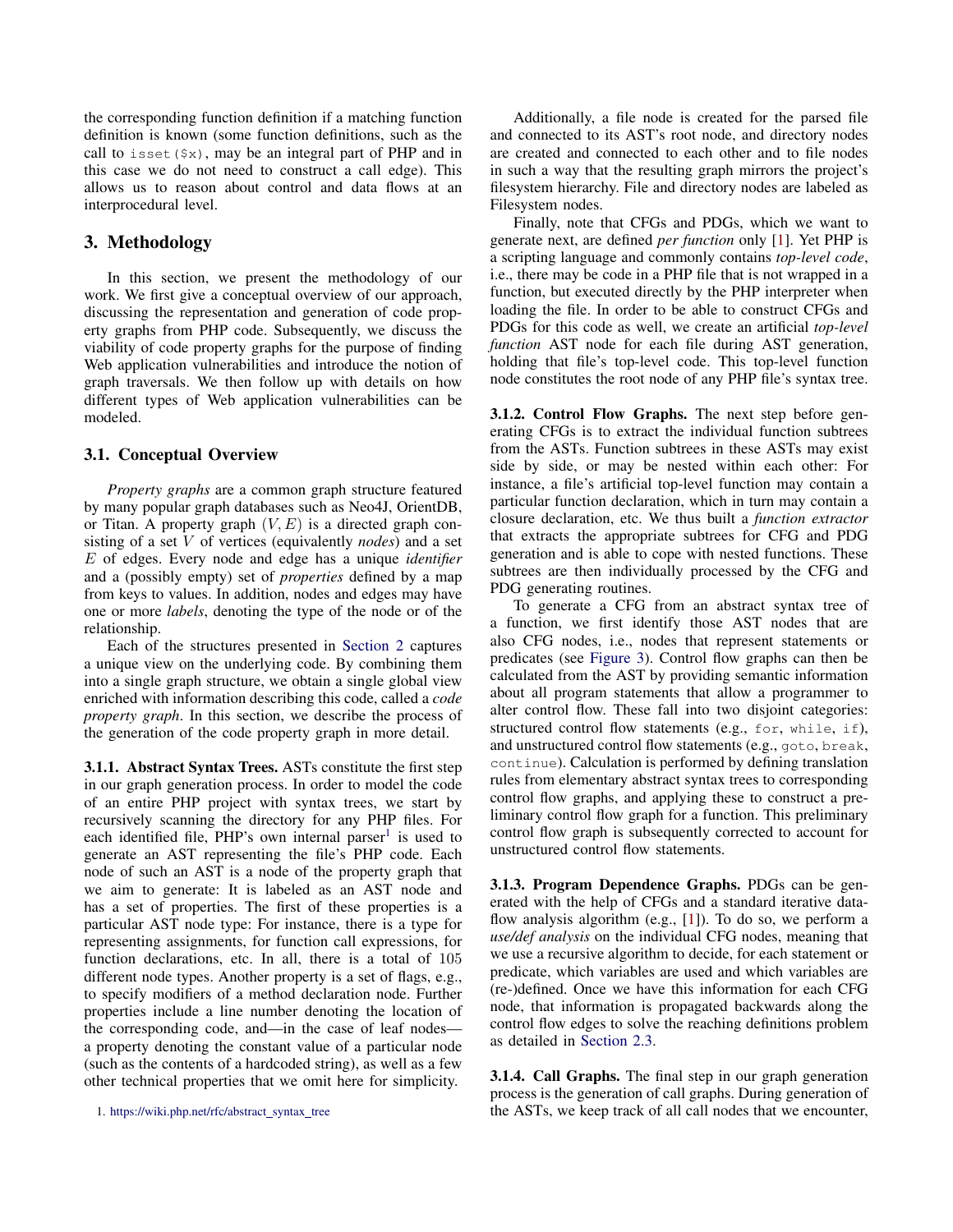the corresponding function definition if a matching function definition is known (some function definitions, such as the call to `isset($x)`, may be an integral part of PHP and in this case we do not need to construct a call edge). This allows us to reason about control and data flows at an interprocedural level.

## 3. Methodology

In this section, we present the methodology of our work. We first give a conceptual overview of our approach, discussing the representation and generation of code property graphs from PHP code. Subsequently, we discuss the viability of code property graphs for the purpose of finding Web application vulnerabilities and introduce the notion of graph traversals. We then follow up with details on how different types of Web application vulnerabilities can be modeled.

### 3.1. Conceptual Overview

*Property graphs* are a common graph structure featured by many popular graph databases such as Neo4J, OrientDB, or Titan. A property graph $(V, E)$ is a directed graph consisting of a set $V$ of vertices (equivalently *nodes*) and a set $E$ of edges. Every node and edge has a unique *identifier* and a (possibly empty) set of *properties* defined by a map from keys to values. In addition, nodes and edges may have one or more *labels*, denoting the type of the node or of the relationship.

Each of the structures presented in Section 2 captures a unique view on the underlying code. By combining them into a single graph structure, we obtain a single global view enriched with information describing this code, called a *code property graph*. In this section, we describe the process of the generation of the code property graph in more detail.

**3.1.1. Abstract Syntax Trees.** ASTs constitute the first step in our graph generation process. In order to model the code of an entire PHP project with syntax trees, we start by recursively scanning the directory for any PHP files. For each identified file, PHP's own internal parser[1] is used to generate an AST representing the file's PHP code. Each node of such an AST is a node of the property graph that we aim to generate: It is labeled as an AST node and has a set of properties. The first of these properties is a particular AST node type: For instance, there is a type for representing assignments, for function call expressions, for function declarations, etc. In all, there is a total of 105 different node types. Another property is a set of flags, e.g., to specify modifiers of a method declaration node. Further properties include a line number denoting the location of the corresponding code, and—in the case of leaf nodes—a property denoting the constant value of a particular node (such as the contents of a hardcoded string), as well as a few other technical properties that we omit here for simplicity.

1. https://wiki.php.net/rfc/abstract_syntax_tree

Additionally, a file node is created for the parsed file and connected to its AST's root node, and directory nodes are created and connected to each other and to file nodes in such a way that the resulting graph mirrors the project's filesystem hierarchy. File and directory nodes are labeled as Filesystem nodes.

Finally, note that CFGs and PDGs, which we want to generate next, are defined *per function* only [1]. Yet PHP is a scripting language and commonly contains *top-level code*, i.e., there may be code in a PHP file that is not wrapped in a function, but executed directly by the PHP interpreter when loading the file. In order to be able to construct CFGs and PDGs for this code as well, we create an artificial *top-level function* AST node for each file during AST generation, holding that file's top-level code. This top-level function node constitutes the root node of any PHP file's syntax tree.

**3.1.2. Control Flow Graphs.** The next step before generating CFGs is to extract the individual function subtrees from the ASTs. Function subtrees in these ASTs may exist side by side, or may be nested within each other: For instance, a file's artificial top-level function may contain a particular function declaration, which in turn may contain a closure declaration, etc. We thus built a *function extractor* that extracts the appropriate subtrees for CFG and PDG generation and is able to cope with nested functions. These subtrees are then individually processed by the CFG and PDG generating routines.

To generate a CFG from an abstract syntax tree of a function, we first identify those AST nodes that are also CFG nodes, i.e., nodes that represent statements or predicates (see Figure 3). Control flow graphs can then be calculated from the AST by providing semantic information about all program statements that allow a programmer to alter control flow. These fall into two disjoint categories: structured control flow statements (e.g., `for`, `while`, `if`), and unstructured control flow statements (e.g., `goto`, `break`, `continue`). Calculation is performed by defining translation rules from elementary abstract syntax trees to corresponding control flow graphs, and applying these to construct a preliminary control flow graph for a function. This preliminary control flow graph is subsequently corrected to account for unstructured control flow statements.

**3.1.3. Program Dependence Graphs.** PDGs can be generated with the help of CFGs and a standard iterative data-flow analysis algorithm (e.g., [1]). To do so, we perform a *use/def analysis* on the individual CFG nodes, meaning that we use a recursive algorithm to decide, for each statement or predicate, which variables are used and which variables are (re-)defined. Once we have this information for each CFG node, that information is propagated backwards along the control flow edges to solve the reaching definitions problem as detailed in Section 2.3.

**3.1.4. Call Graphs.** The final step in our graph generation process is the generation of call graphs. During generation of the ASTs, we keep track of all call nodes that we encounter,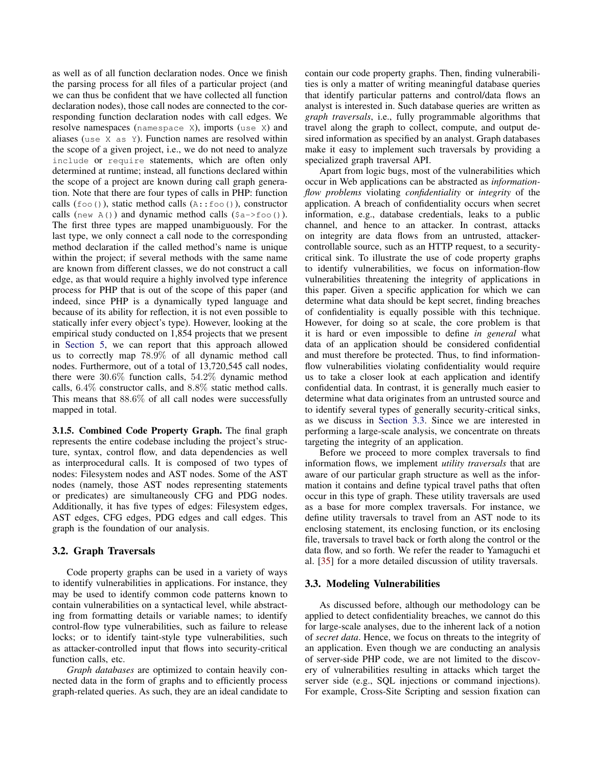as well as of all function declaration nodes. Once we finish the parsing process for all files of a particular project (and we can thus be confident that we have collected all function declaration nodes), those call nodes are connected to the corresponding function declaration nodes with call edges. We resolve namespaces (`namespace X`), imports (`use X`) and aliases (`use X as Y`). Function names are resolved within the scope of a given project, i.e., we do not need to analyze `include` or `require` statements, which are often only determined at runtime; instead, all functions declared within the scope of a project are known during call graph generation. Note that there are four types of calls in PHP: function calls (`foo()`), static method calls (`A::foo()`), constructor calls (`new A()`) and dynamic method calls (`$a->foo()`). The first three types are mapped unambiguously. For the last type, we only connect a call node to the corresponding method declaration if the called method's name is unique within the project; if several methods with the same name are known from different classes, we do not construct a call edge, as that would require a highly involved type inference process for PHP that is out of the scope of this paper (and indeed, since PHP is a dynamically typed language and because of its ability for reflection, it is not even possible to statically infer every object's type). However, looking at the empirical study conducted on 1,854 projects that we present in Section 5, we can report that this approach allowed us to correctly map 78.9% of all dynamic method call nodes. Furthermore, out of a total of 13,720,545 call nodes, there were 30.6% function calls, 54.2% dynamic method calls, 6.4% constructor calls, and 8.8% static method calls. This means that 88.6% of all call nodes were successfully mapped in total.

**3.1.5. Combined Code Property Graph.** The final graph represents the entire codebase including the project's structure, syntax, control flow, and data dependencies as well as interprocedural calls. It is composed of two types of nodes: Filesystem nodes and AST nodes. Some of the AST nodes (namely, those AST nodes representing statements or predicates) are simultaneously CFG and PDG nodes. Additionally, it has five types of edges: Filesystem edges, AST edges, CFG edges, PDG edges and call edges. This graph is the foundation of our analysis.

### 3.2. Graph Traversals

Code property graphs can be used in a variety of ways to identify vulnerabilities in applications. For instance, they may be used to identify common code patterns known to contain vulnerabilities on a syntactical level, while abstracting from formatting details or variable names; to identify control-flow type vulnerabilities, such as failure to release locks; or to identify taint-style type vulnerabilities, such as attacker-controlled input that flows into security-critical function calls, etc.

*Graph databases* are optimized to contain heavily connected data in the form of graphs and to efficiently process graph-related queries. As such, they are an ideal candidate to contain our code property graphs. Then, finding vulnerabilities is only a matter of writing meaningful database queries that identify particular patterns and control/data flows an analyst is interested in. Such database queries are written as *graph traversals*, i.e., fully programmable algorithms that travel along the graph to collect, compute, and output desired information as specified by an analyst. Graph databases make it easy to implement such traversals by providing a specialized graph traversal API.

Apart from logic bugs, most of the vulnerabilities which occur in Web applications can be abstracted as *information-flow problems* violating *confidentiality* or *integrity* of the application. A breach of confidentiality occurs when secret information, e.g., database credentials, leaks to a public channel, and hence to an attacker. In contrast, attacks on integrity are data flows from an untrusted, attacker-controllable source, such as an HTTP request, to a security-critical sink. To illustrate the use of code property graphs to identify vulnerabilities, we focus on information-flow vulnerabilities threatening the integrity of applications in this paper. Given a specific application for which we can determine what data should be kept secret, finding breaches of confidentiality is equally possible with this technique. However, for doing so at scale, the core problem is that it is hard or even impossible to define *in general* what data of an application should be considered confidential and must therefore be protected. Thus, to find information-flow vulnerabilities violating confidentiality would require us to take a closer look at each application and identify confidential data. In contrast, it is generally much easier to determine what data originates from an untrusted source and to identify several types of generally security-critical sinks, as we discuss in Section 3.3. Since we are interested in performing a large-scale analysis, we concentrate on threats targeting the integrity of an application.

Before we proceed to more complex traversals to find information flows, we implement *utility traversals* that are aware of our particular graph structure as well as the information it contains and define typical travel paths that often occur in this type of graph. These utility traversals are used as a base for more complex traversals. For instance, we define utility traversals to travel from an AST node to its enclosing statement, its enclosing function, or its enclosing file, traversals to travel back or forth along the control or the data flow, and so forth. We refer the reader to Yamaguchi et al. [35] for a more detailed discussion of utility traversals.

### 3.3. Modeling Vulnerabilities

As discussed before, although our methodology can be applied to detect confidentiality breaches, we cannot do this for large-scale analyses, due to the inherent lack of a notion of *secret data*. Hence, we focus on threats to the integrity of an application. Even though we are conducting an analysis of server-side PHP code, we are not limited to the discovery of vulnerabilities resulting in attacks which target the server side (e.g., SQL injections or command injections). For example, Cross-Site Scripting and session fixation can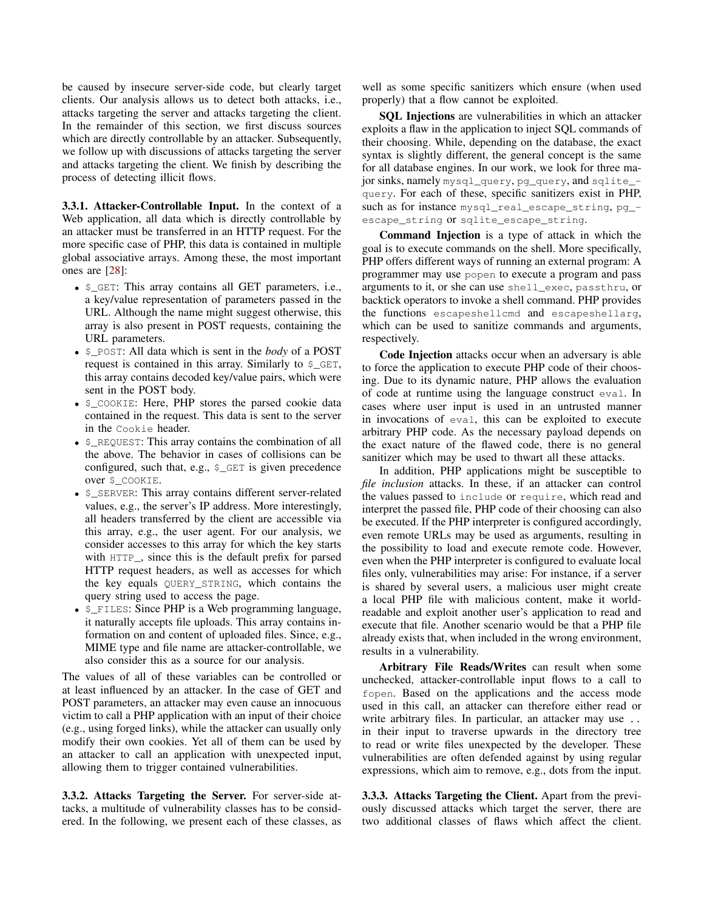be caused by insecure server-side code, but clearly target clients. Our analysis allows us to detect both attacks, i.e., attacks targeting the server and attacks targeting the client. In the remainder of this section, we first discuss sources which are directly controllable by an attacker. Subsequently, we follow up with discussions of attacks targeting the server and attacks targeting the client. We finish by describing the process of detecting illicit flows.

**3.3.1. Attacker-Controllable Input.** In the context of a Web application, all data which is directly controllable by an attacker must be transferred in an HTTP request. For the more specific case of PHP, this data is contained in multiple global associative arrays. Among these, the most important ones are [28]:

- `$_GET`: This array contains all GET parameters, i.e., a key/value representation of parameters passed in the URL. Although the name might suggest otherwise, this array is also present in POST requests, containing the URL parameters.
- `$_POST`: All data which is sent in the *body* of a POST request is contained in this array. Similarly to `$_GET`, this array contains decoded key/value pairs, which were sent in the POST body.
- `$_COOKIE`: Here, PHP stores the parsed cookie data contained in the request. This data is sent to the server in the `Cookie` header.
- `$_REQUEST`: This array contains the combination of all the above. The behavior in cases of collisions can be configured, such that, e.g., `$_GET` is given precedence over `$_COOKIE`.
- `$_SERVER`: This array contains different server-related values, e.g., the server's IP address. More interestingly, all headers transferred by the client are accessible via this array, e.g., the user agent. For our analysis, we consider accesses to this array for which the key starts with `HTTP_`, since this is the default prefix for parsed HTTP request headers, as well as accesses for which the key equals `QUERY_STRING`, which contains the query string used to access the page.
- `$_FILES`: Since PHP is a Web programming language, it naturally accepts file uploads. This array contains information on and content of uploaded files. Since, e.g., MIME type and file name are attacker-controllable, we also consider this as a source for our analysis.

The values of all of these variables can be controlled or at least influenced by an attacker. In the case of GET and POST parameters, an attacker may even cause an innocuous victim to call a PHP application with an input of their choice (e.g., using forged links), while the attacker can usually only modify their own cookies. Yet all of them can be used by an attacker to call an application with unexpected input, allowing them to trigger contained vulnerabilities.

**3.3.2. Attacks Targeting the Server.** For server-side attacks, a multitude of vulnerability classes has to be considered. In the following, we present each of these classes, as well as some specific sanitizers which ensure (when used properly) that a flow cannot be exploited.

**SQL Injections** are vulnerabilities in which an attacker exploits a flaw in the application to inject SQL commands of their choosing. While, depending on the database, the exact syntax is slightly different, the general concept is the same for all database engines. In our work, we look for three major sinks, namely `mysql_query`, `pg_query`, and `sqlite_query`. For each of these, specific sanitizers exist in PHP, such as for instance `mysql_real_escape_string`, `pg_escape_string` or `sqlite_escape_string`.

**Command Injection** is a type of attack in which the goal is to execute commands on the shell. More specifically, PHP offers different ways of running an external program: A programmer may use `popen` to execute a program and pass arguments to it, or she can use `shell_exec`, `passthru`, or backtick operators to invoke a shell command. PHP provides the functions `escapeshellcmd` and `escapeshellarg`, which can be used to sanitize commands and arguments, respectively.

**Code Injection** attacks occur when an adversary is able to force the application to execute PHP code of their choosing. Due to its dynamic nature, PHP allows the evaluation of code at runtime using the language construct `eval`. In cases where user input is used in an untrusted manner in invocations of `eval`, this can be exploited to execute arbitrary PHP code. As the necessary payload depends on the exact nature of the flawed code, there is no general sanitizer which may be used to thwart all these attacks.

In addition, PHP applications might be susceptible to *file inclusion* attacks. In these, if an attacker can control the values passed to `include` or `require`, which read and interpret the passed file, PHP code of their choosing can also be executed. If the PHP interpreter is configured accordingly, even remote URLs may be used as arguments, resulting in the possibility to load and execute remote code. However, even when the PHP interpreter is configured to evaluate local files only, vulnerabilities may arise: For instance, if a server is shared by several users, a malicious user might create a local PHP file with malicious content, make it world-readable and exploit another user's application to read and execute that file. Another scenario would be that a PHP file already exists that, when included in the wrong environment, results in a vulnerability.

**Arbitrary File Reads/Writes** can result when some unchecked, attacker-controllable input flows to a call to `fopen`. Based on the applications and the access mode used in this call, an attacker can therefore either read or write arbitrary files. In particular, an attacker may use `..` in their input to traverse upwards in the directory tree to read or write files unexpected by the developer. These vulnerabilities are often defended against by using regular expressions, which aim to remove, e.g., dots from the input.

**3.3.3. Attacks Targeting the Client.** Apart from the previously discussed attacks which target the server, there are two additional classes of flaws which affect the client.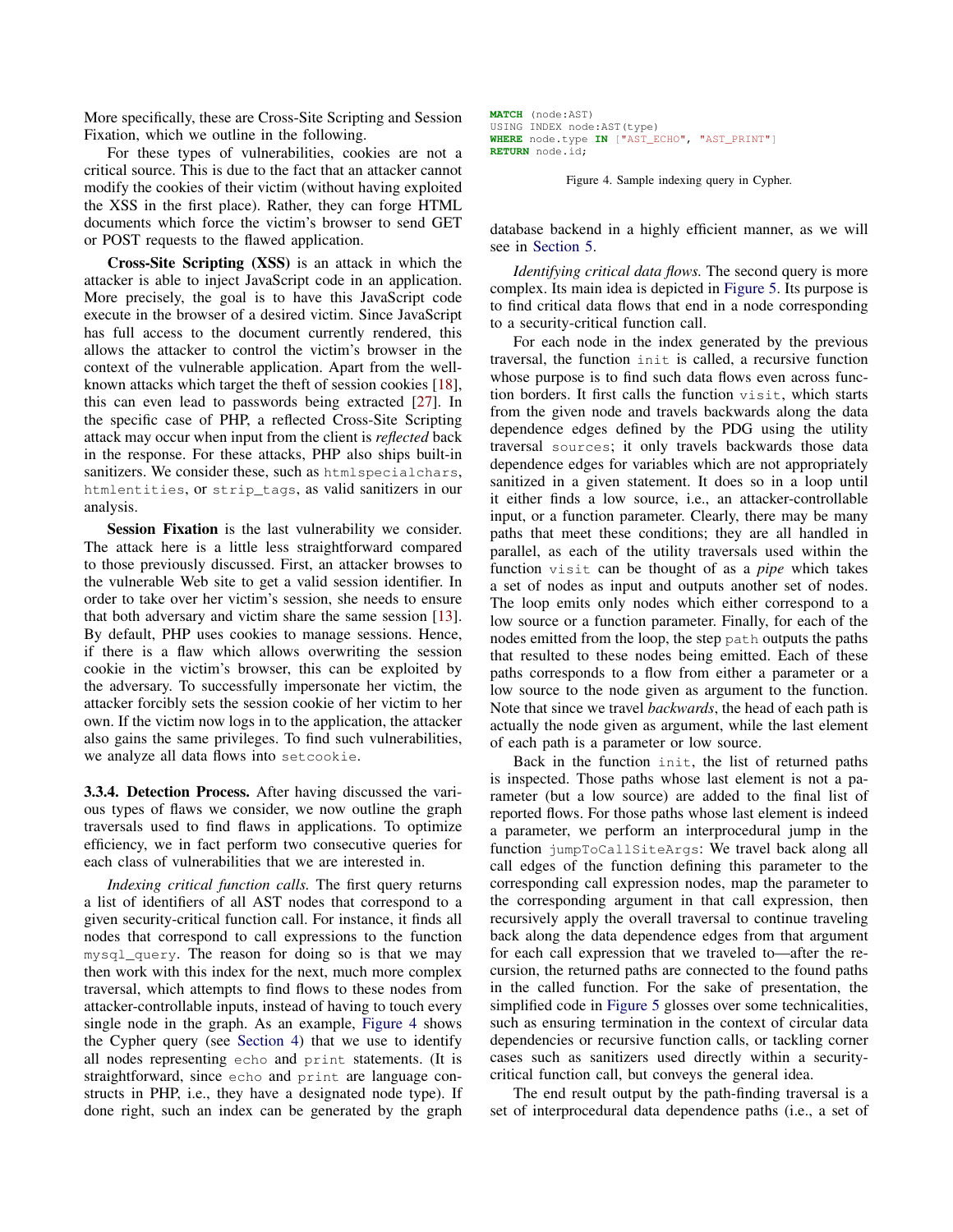More specifically, these are Cross-Site Scripting and Session Fixation, which we outline in the following.

For these types of vulnerabilities, cookies are not a critical source. This is due to the fact that an attacker cannot modify the cookies of their victim (without having exploited the XSS in the first place). Rather, they can forge HTML documents which force the victim's browser to send GET or POST requests to the flawed application.

**Cross-Site Scripting (XSS)** is an attack in which the attacker is able to inject JavaScript code in an application. More precisely, the goal is to have this JavaScript code execute in the browser of a desired victim. Since JavaScript has full access to the document currently rendered, this allows the attacker to control the victim's browser in the context of the vulnerable application. Apart from the well-known attacks which target the theft of session cookies [18], this can even lead to passwords being extracted [27]. In the specific case of PHP, a reflected Cross-Site Scripting attack may occur when input from the client is *reflected* back in the response. For these attacks, PHP also ships built-in sanitizers. We consider these, such as `htmlspecialchars`, `htmlentities`, or `strip_tags`, as valid sanitizers in our analysis.

**Session Fixation** is the last vulnerability we consider. The attack here is a little less straightforward compared to those previously discussed. First, an attacker browses to the vulnerable Web site to get a valid session identifier. In order to take over her victim's session, she needs to ensure that both adversary and victim share the same session [13]. By default, PHP uses cookies to manage sessions. Hence, if there is a flaw which allows overwriting the session cookie in the victim's browser, this can be exploited by the adversary. To successfully impersonate her victim, the attacker forcibly sets the session cookie of her victim to her own. If the victim now logs in to the application, the attacker also gains the same privileges. To find such vulnerabilities, we analyze all data flows into `setcookie`.

#### 3.3.4. Detection Process.

After having discussed the various types of flaws we consider, we now outline the graph traversals used to find flaws in applications. To optimize efficiency, we in fact perform two consecutive queries for each class of vulnerabilities that we are interested in.

*Indexing critical function calls.* The first query returns a list of identifiers of all AST nodes that correspond to a given security-critical function call. For instance, it finds all nodes that correspond to call expressions to the function `mysql_query`. The reason for doing so is that we may then work with this index for the next, much more complex traversal, which attempts to find flows to these nodes from attacker-controllable inputs, instead of having to touch every single node in the graph. As an example, Figure 4 shows the Cypher query (see Section 4) that we use to identify all nodes representing `echo` and `print` statements. (It is straightforward, since `echo` and `print` are language constructs in PHP, i.e., they have a designated node type). If done right, such an index can be generated by the graph database backend in a highly efficient manner, as we will see in Section 5.

```
MATCH (node:AST)
USING INDEX node:AST(type)
WHERE node.type IN ["AST_ECHO", "AST_PRINT"]
RETURN node.id;
```

Figure 4. Sample indexing query in Cypher.

*Identifying critical data flows.* The second query is more complex. Its main idea is depicted in Figure 5. Its purpose is to find critical data flows that end in a node corresponding to a security-critical function call.

For each node in the index generated by the previous traversal, the function `init` is called, a recursive function whose purpose is to find such data flows even across function borders. It first calls the function `visit`, which starts from the given node and travels backwards along the data dependence edges defined by the PDG using the utility traversal `sources`; it only travels backwards those data dependence edges for variables which are not appropriately sanitized in a given statement. It does so in a loop until it either finds a low source, i.e., an attacker-controllable input, or a function parameter. Clearly, there may be many paths that meet these conditions; they are all handled in parallel, as each of the utility traversals used within the function `visit` can be thought of as a *pipe* which takes a set of nodes as input and outputs another set of nodes. The loop emits only nodes which either correspond to a low source or a function parameter. Finally, for each of the nodes emitted from the loop, the step `path` outputs the paths that resulted to these nodes being emitted. Each of these paths corresponds to a flow from either a parameter or a low source to the node given as argument to the function. Note that since we travel *backwards*, the head of each path is actually the node given as argument, while the last element of each path is a parameter or low source.

Back in the function `init`, the list of returned paths is inspected. Those paths whose last element is not a parameter (but a low source) are added to the final list of reported flows. For those paths whose last element is indeed a parameter, we perform an interprocedural jump in the function `jumpToCallSiteArgs`: We travel back along all call edges of the function defining this parameter to the corresponding call expression nodes, map the parameter to the corresponding argument in that call expression, then recursively apply the overall traversal to continue traveling back along the data dependence edges from that argument for each call expression that we traveled to—after the recursion, the returned paths are connected to the found paths in the called function. For the sake of presentation, the simplified code in Figure 5 glosses over some technicalities, such as ensuring termination in the context of circular data dependencies or recursive function calls, or tackling corner cases such as sanitizers used directly within a security-critical function call, but conveys the general idea.

The end result output by the path-finding traversal is a set of interprocedural data dependence paths (i.e., a set of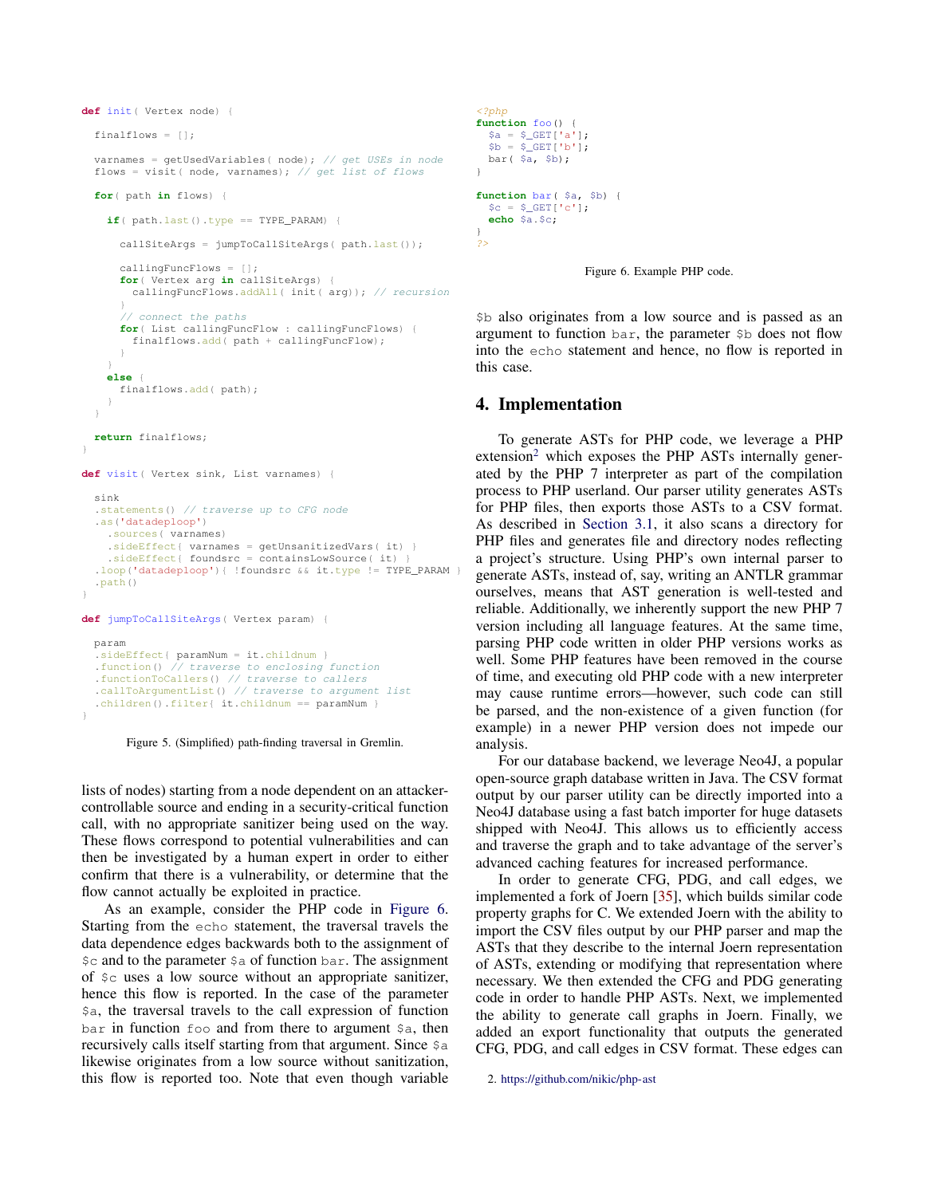```
def init( Vertex node) {

  finalflows = [];

  varnames = getUsedVariables( node); // get USEs in node
  flows = visit( node, varnames); // get list of flows

  for( path in flows) {

    if( path.last().type == TYPE_PARAM) {

      callSiteArgs = jumpToCallSiteArgs( path.last());

      callingFuncFlows = [];
      for( Vertex arg in callSiteArgs) {
        callingFuncFlows.addAll( init( arg)); // recursion
      }
      // connect the paths
      for( List callingFuncFlow : callingFuncFlows) {
        finalflows.add( path + callingFuncFlow);
      }
    }
    else {
      finalflows.add( path);
    }
  }

  return finalflows;
}

def visit( Vertex sink, List varnames) {

  sink
  .statements() // traverse up to CFG node
  .as('datadeploop')
    .sources( varnames)
    .sideEffect{ varnames = getUnsanitizedVars( it) }
    .sideEffect{ foundsrc = containsLowSource( it) }
  .loop('datadeploop'){ !foundsrc && it.type != TYPE_PARAM }
  .path()
}

def jumpToCallSiteArgs( Vertex param) {

  param
  .sideEffect{ paramNum = it.childnum }
  .function() // traverse to enclosing function
  .functionToCallers() // traverse to callers
  .callToArgumentList() // traverse to argument list
  .children().filter{ it.childnum == paramNum }
}
```

Figure 5. (Simplified) path-finding traversal in Gremlin.

lists of nodes) starting from a node dependent on an attacker-controllable source and ending in a security-critical function call, with no appropriate sanitizer being used on the way. These flows correspond to potential vulnerabilities and can then be investigated by a human expert in order to either confirm that there is a vulnerability, or determine that the flow cannot actually be exploited in practice.

As an example, consider the PHP code in Figure 6. Starting from the `echo` statement, the traversal travels the data dependence edges backwards both to the assignment of `$c` and to the parameter `$a` of function `bar`. The assignment of `$c` uses a low source without an appropriate sanitizer, hence this flow is reported. In the case of the parameter `$a`, the traversal travels to the call expression of function `bar` in function `foo` and from there to argument `$a`, then recursively calls itself starting from that argument. Since `$a` likewise originates from a low source without sanitization, this flow is reported too. Note that even though variable `$b` also originates from a low source and is passed as an argument to function `bar`, the parameter `$b` does not flow into the `echo` statement and hence, no flow is reported in this case.

```php
<?php
function foo() {
  $a = $_GET['a'];
  $b = $_GET['b'];
  bar( $a, $b);
}

function bar( $a, $b) {
  $c = $_GET['c'];
  echo $a.$c;
}
?>
```

Figure 6. Example PHP code.

## 4. Implementation

To generate ASTs for PHP code, we leverage a PHP extension[2] which exposes the PHP ASTs internally generated by the PHP 7 interpreter as part of the compilation process to PHP userland. Our parser utility generates ASTs for PHP files, then exports those ASTs to a CSV format. As described in Section 3.1, it also scans a directory for PHP files and generates file and directory nodes reflecting a project's structure. Using PHP's own internal parser to generate ASTs, instead of, say, writing an ANTLR grammar ourselves, means that AST generation is well-tested and reliable. Additionally, we inherently support the new PHP 7 version including all language features. At the same time, parsing PHP code written in older PHP versions works as well. Some PHP features have been removed in the course of time, and executing old PHP code with a new interpreter may cause runtime errors—however, such code can still be parsed, and the non-existence of a given function (for example) in a newer PHP version does not impede our analysis.

For our database backend, we leverage Neo4J, a popular open-source graph database written in Java. The CSV format output by our parser utility can be directly imported into a Neo4J database using a fast batch importer for huge datasets shipped with Neo4J. This allows us to efficiently access and traverse the graph and to take advantage of the server's advanced caching features for increased performance.

In order to generate CFG, PDG, and call edges, we implemented a fork of Joern [35], which builds similar code property graphs for C. We extended Joern with the ability to import the CSV files output by our PHP parser and map the ASTs that they describe to the internal Joern representation of ASTs, extending or modifying that representation where necessary. We then extended the CFG and PDG generating code in order to handle PHP ASTs. Next, we implemented the ability to generate call graphs in Joern. Finally, we added an export functionality that outputs the generated CFG, PDG, and call edges in CSV format. These edges can

2. https://github.com/nikic/php-ast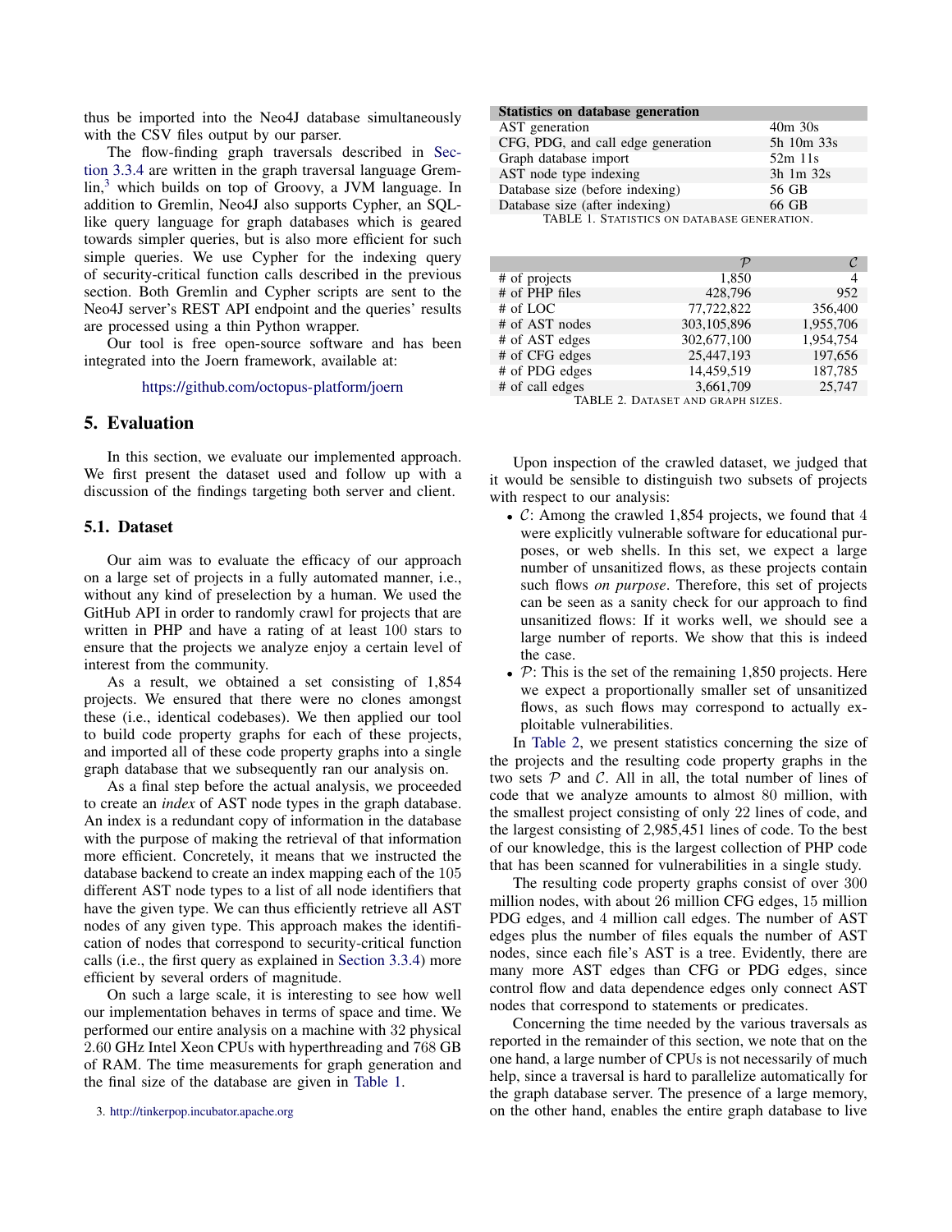thus be imported into the Neo4J database simultaneously with the CSV files output by our parser.

The flow-finding graph traversals described in Section 3.3.4 are written in the graph traversal language Gremlin,[3] which builds on top of Groovy, a JVM language. In addition to Gremlin, Neo4J also supports Cypher, an SQL-like query language for graph databases which is geared towards simpler queries, but is also more efficient for such simple queries. We use Cypher for the indexing query of security-critical function calls described in the previous section. Both Gremlin and Cypher scripts are sent to the Neo4J server's REST API endpoint and the queries' results are processed using a thin Python wrapper.

Our tool is free open-source software and has been integrated into the Joern framework, available at:

https://github.com/octopus-platform/joern

## 5. Evaluation

In this section, we evaluate our implemented approach. We first present the dataset used and follow up with a discussion of the findings targeting both server and client.

### 5.1. Dataset

Our aim was to evaluate the efficacy of our approach on a large set of projects in a fully automated manner, i.e., without any kind of preselection by a human. We used the GitHub API in order to randomly crawl for projects that are written in PHP and have a rating of at least 100 stars to ensure that the projects we analyze enjoy a certain level of interest from the community.

As a result, we obtained a set consisting of 1,854 projects. We ensured that there were no clones amongst these (i.e., identical codebases). We then applied our tool to build code property graphs for each of these projects, and imported all of these code property graphs into a single graph database that we subsequently ran our analysis on.

As a final step before the actual analysis, we proceeded to create an *index* of AST node types in the graph database. An index is a redundant copy of information in the database with the purpose of making the retrieval of that information more efficient. Concretely, it means that we instructed the database backend to create an index mapping each of the 105 different AST node types to a list of all node identifiers that have the given type. We can thus efficiently retrieve all AST nodes of any given type. This approach makes the identification of nodes that correspond to security-critical function calls (i.e., the first query as explained in Section 3.3.4) more efficient by several orders of magnitude.

On such a large scale, it is interesting to see how well our implementation behaves in terms of space and time. We performed our entire analysis on a machine with 32 physical 2.60 GHz Intel Xeon CPUs with hyperthreading and 768 GB of RAM. The time measurements for graph generation and the final size of the database are given in Table 1.

[3] http://tinkerpop.incubator.apache.org

| **Statistics on database generation** | |
|---|---|
| AST generation | 40m 30s |
| CFG, PDG, and call edge generation | 5h 10m 33s |
| Graph database import | 52m 11s |
| AST node type indexing | 3h 1m 32s |
| Database size (before indexing) | 56 GB |
| Database size (after indexing) | 66 GB |

TABLE 1. Statistics on database generation.

| | $\mathcal{P}$ | $\mathcal{C}$ |
|---|---|---|
| # of projects | 1,850 | 4 |
| # of PHP files | 428,796 | 952 |
| # of LOC | 77,722,822 | 356,400 |
| # of AST nodes | 303,105,896 | 1,955,706 |
| # of AST edges | 302,677,100 | 1,954,754 |
| # of CFG edges | 25,447,193 | 197,656 |
| # of PDG edges | 14,459,519 | 187,785 |
| # of call edges | 3,661,709 | 25,747 |

TABLE 2. Dataset and graph sizes.

Upon inspection of the crawled dataset, we judged that it would be sensible to distinguish two subsets of projects with respect to our analysis:

- $\mathcal{C}$: Among the crawled 1,854 projects, we found that 4 were explicitly vulnerable software for educational purposes, or web shells. In this set, we expect a large number of unsanitized flows, as these projects contain such flows *on purpose*. Therefore, this set of projects can be seen as a sanity check for our approach to find unsanitized flows: If it works well, we should see a large number of reports. We show that this is indeed the case.
- $\mathcal{P}$: This is the set of the remaining 1,850 projects. Here we expect a proportionally smaller set of unsanitized flows, as such flows may correspond to actually exploitable vulnerabilities.

In Table 2, we present statistics concerning the size of the projects and the resulting code property graphs in the two sets $\mathcal{P}$ and $\mathcal{C}$. All in all, the total number of lines of code that we analyze amounts to almost 80 million, with the smallest project consisting of only 22 lines of code, and the largest consisting of 2,985,451 lines of code. To the best of our knowledge, this is the largest collection of PHP code that has been scanned for vulnerabilities in a single study.

The resulting code property graphs consist of over 300 million nodes, with about 26 million CFG edges, 15 million PDG edges, and 4 million call edges. The number of AST edges plus the number of files equals the number of AST nodes, since each file's AST is a tree. Evidently, there are many more AST edges than CFG or PDG edges, since control flow and data dependence edges only connect AST nodes that correspond to statements or predicates.

Concerning the time needed by the various traversals as reported in the remainder of this section, we note that on the one hand, a large number of CPUs is not necessarily of much help, since a traversal is hard to parallelize automatically for the graph database server. The presence of a large memory, on the other hand, enables the entire graph database to live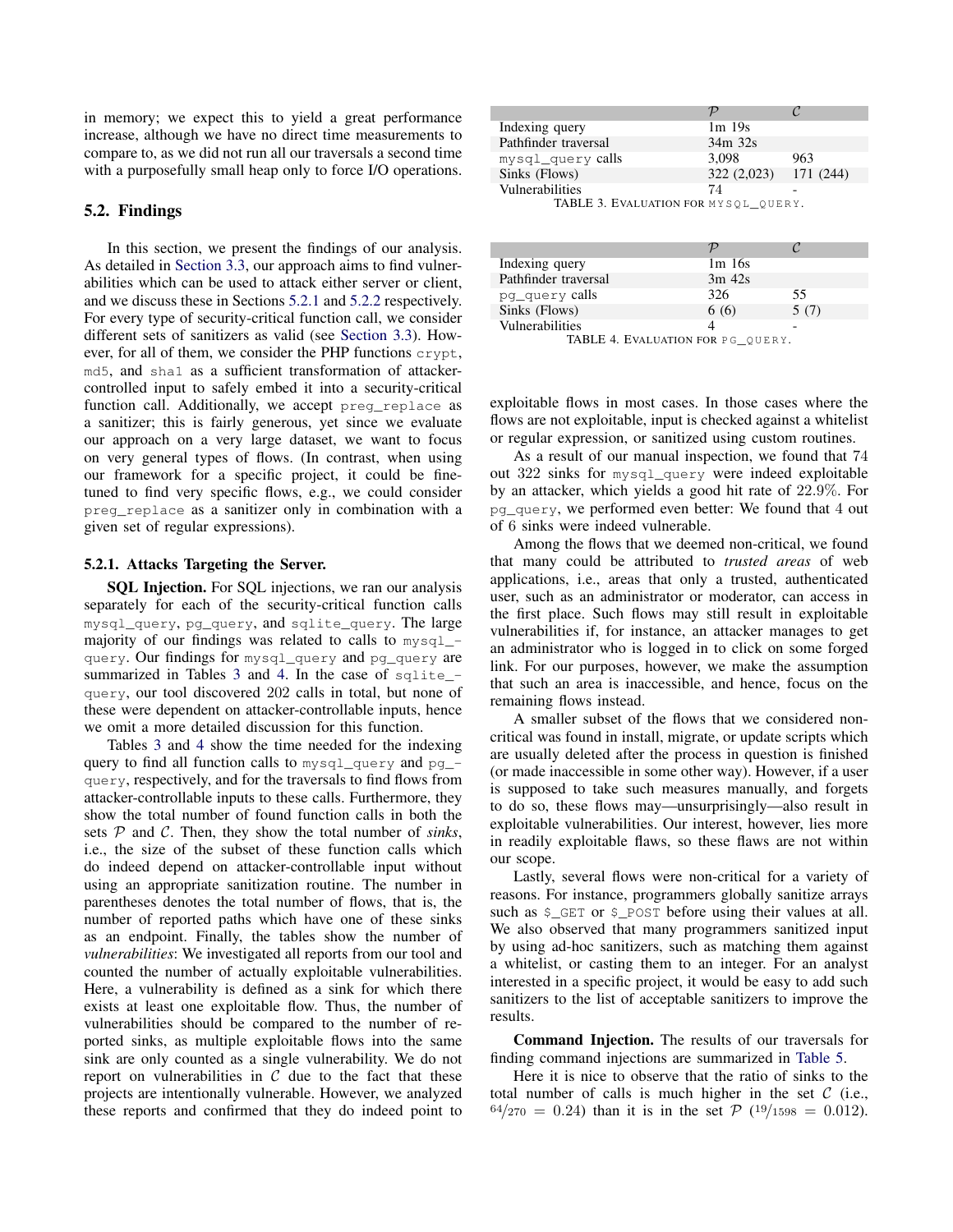in memory; we expect this to yield a great performance increase, although we have no direct time measurements to compare to, as we did not run all our traversals a second time with a purposefully small heap only to force I/O operations.

## 5.2. Findings

In this section, we present the findings of our analysis. As detailed in Section 3.3, our approach aims to find vulnerabilities which can be used to attack either server or client, and we discuss these in Sections 5.2.1 and 5.2.2 respectively. For every type of security-critical function call, we consider different sets of sanitizers as valid (see Section 3.3). However, for all of them, we consider the PHP functions `crypt`, `md5`, and `sha1` as a sufficient transformation of attacker-controlled input to safely embed it into a security-critical function call. Additionally, we accept `preg_replace` as a sanitizer; this is fairly generous, yet since we evaluate our approach on a very large dataset, we want to focus on very general types of flows. (In contrast, when using our framework for a specific project, it could be fine-tuned to find very specific flows, e.g., we could consider `preg_replace` as a sanitizer only in combination with a given set of regular expressions).

### 5.2.1. Attacks Targeting the Server.

**SQL Injection.** For SQL injections, we ran our analysis separately for each of the security-critical function calls `mysql_query`, `pg_query`, and `sqlite_query`. The large majority of our findings was related to calls to `mysql_query`. Our findings for `mysql_query` and `pg_query` are summarized in Tables 3 and 4. In the case of `sqlite_query`, our tool discovered 202 calls in total, but none of these were dependent on attacker-controllable inputs, hence we omit a more detailed discussion for this function.

Tables 3 and 4 show the time needed for the indexing query to find all function calls to `mysql_query` and `pg_query`, respectively, and for the traversals to find flows from attacker-controllable inputs to these calls. Furthermore, they show the total number of found function calls in both the sets $\mathcal{P}$ and $\mathcal{C}$. Then, they show the total number of *sinks*, i.e., the size of the subset of these function calls which do indeed depend on attacker-controllable input without using an appropriate sanitization routine. The number in parentheses denotes the total number of flows, that is, the number of reported paths which have one of these sinks as an endpoint. Finally, the tables show the number of *vulnerabilities*: We investigated all reports from our tool and counted the number of actually exploitable vulnerabilities. Here, a vulnerability is defined as a sink for which there exists at least one exploitable flow. Thus, the number of vulnerabilities should be compared to the number of reported sinks, as multiple exploitable flows into the same sink are only counted as a single vulnerability. We do not report on vulnerabilities in $\mathcal{C}$ due to the fact that these projects are intentionally vulnerable. However, we analyzed these reports and confirmed that they do indeed point to exploitable flows in most cases. In those cases where the flows are not exploitable, input is checked against a whitelist or regular expression, or sanitized using custom routines.

| | $\mathcal{P}$ | $\mathcal{C}$ |
|---|---|---|
| Indexing query | 1m 19s | |
| Pathfinder traversal | 34m 32s | |
| `mysql_query` calls | 3,098 | 963 |
| Sinks (Flows) | 322 (2,023) | 171 (244) |
| Vulnerabilities | 74 | - |

TABLE 3. Evaluation for `mysql_query`.

| | $\mathcal{P}$ | $\mathcal{C}$ |
|---|---|---|
| Indexing query | 1m 16s | |
| Pathfinder traversal | 3m 42s | |
| `pg_query` calls | 326 | 55 |
| Sinks (Flows) | 6 (6) | 5 (7) |
| Vulnerabilities | 4 | - |

TABLE 4. Evaluation for `pg_query`.

As a result of our manual inspection, we found that 74 out 322 sinks for `mysql_query` were indeed exploitable by an attacker, which yields a good hit rate of 22.9%. For `pg_query`, we performed even better: We found that 4 out of 6 sinks were indeed vulnerable.

Among the flows that we deemed non-critical, we found that many could be attributed to *trusted areas* of web applications, i.e., areas that only a trusted, authenticated user, such as an administrator or moderator, can access in the first place. Such flows may still result in exploitable vulnerabilities if, for instance, an attacker manages to get an administrator who is logged in to click on some forged link. For our purposes, however, we make the assumption that such an area is inaccessible, and hence, focus on the remaining flows instead.

A smaller subset of the flows that we considered non-critical was found in install, migrate, or update scripts which are usually deleted after the process in question is finished (or made inaccessible in some other way). However, if a user is supposed to take such measures manually, and forgets to do so, these flows may—unsurprisingly—also result in exploitable vulnerabilities. Our interest, however, lies more in readily exploitable flaws, so these flaws are not within our scope.

Lastly, several flows were non-critical for a variety of reasons. For instance, programmers globally sanitize arrays such as `$_GET` or `$_POST` before using their values at all. We also observed that many programmers sanitized input by using ad-hoc sanitizers, such as matching them against a whitelist, or casting them to an integer. For an analyst interested in a specific project, it would be easy to add such sanitizers to the list of acceptable sanitizers to improve the results.

**Command Injection.** The results of our traversals for finding command injections are summarized in Table 5.

Here it is nice to observe that the ratio of sinks to the total number of calls is much higher in the set $\mathcal{C}$ (i.e., $^{64}/_{270} = 0.24$) than it is in the set $\mathcal{P}$ ($^{19}/_{1598} = 0.012$).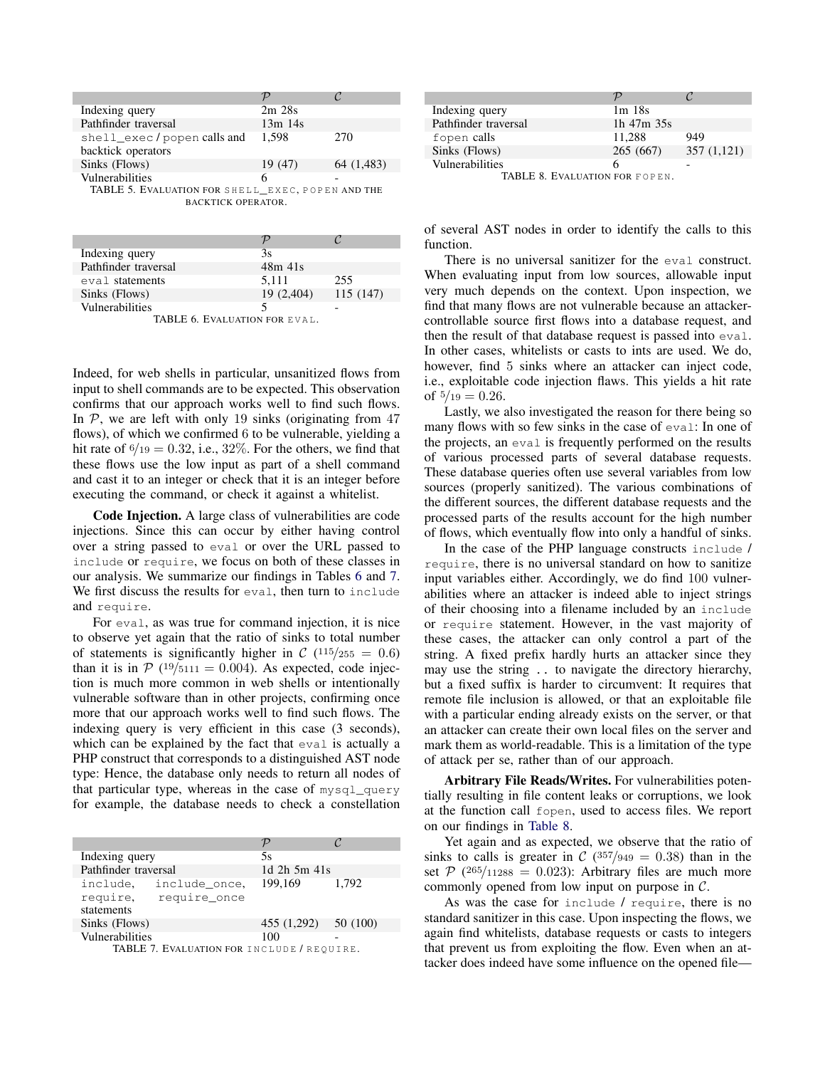| | $\mathcal{P}$ | $\mathcal{C}$ |
|---|---|---|
| Indexing query | 2m 28s | |
| Pathfinder traversal | 13m 14s | |
| `shell_exec` / `popen` calls and backtick operators | 1,598 | 270 |
| Sinks (Flows) | 19 (47) | 64 (1,483) |
| Vulnerabilities | 6 | - |

TABLE 5. EVALUATION FOR SHELL_EXEC, POPEN AND THE BACKTICK OPERATOR.

| | $\mathcal{P}$ | $\mathcal{C}$ |
|---|---|---|
| Indexing query | 3s | |
| Pathfinder traversal | 48m 41s | |
| `eval` statements | 5,111 | 255 |
| Sinks (Flows) | 19 (2,404) | 115 (147) |
| Vulnerabilities | 5 | - |

TABLE 6. EVALUATION FOR EVAL.

Indeed, for web shells in particular, unsanitized flows from input to shell commands are to be expected. This observation confirms that our approach works well to find such flows. In $\mathcal{P}$, we are left with only 19 sinks (originating from 47 flows), of which we confirmed 6 to be vulnerable, yielding a hit rate of $6/19 = 0.32$, i.e., 32%. For the others, we find that these flows use the low input as part of a shell command and cast it to an integer or check that it is an integer before executing the command, or check it against a whitelist.

**Code Injection.** A large class of vulnerabilities are code injections. Since this can occur by either having control over a string passed to `eval` or over the URL passed to `include` or `require`, we focus on both of these classes in our analysis. We summarize our findings in Tables 6 and 7. We first discuss the results for `eval`, then turn to `include` and `require`.

For `eval`, as was true for command injection, it is nice to observe yet again that the ratio of sinks to total number of statements is significantly higher in $\mathcal{C}$ ($115/255 = 0.6$) than it is in $\mathcal{P}$ ($19/5111 = 0.004$). As expected, code injection is much more common in web shells or intentionally vulnerable software than in other projects, confirming once more that our approach works well to find such flows. The indexing query is very efficient in this case (3 seconds), which can be explained by the fact that `eval` is actually a PHP construct that corresponds to a distinguished AST node type: Hence, the database only needs to return all nodes of that particular type, whereas in the case of `mysql_query` for example, the database needs to check a constellation of several AST nodes in order to identify the calls to this function.

| | $\mathcal{P}$ | $\mathcal{C}$ |
|---|---|---|
| Indexing query | 5s | |
| Pathfinder traversal | 1d 2h 5m 41s | |
| `include`, `include_once`, `require`, `require_once` statements | 199,169 | 1,792 |
| Sinks (Flows) | 455 (1,292) | 50 (100) |
| Vulnerabilities | 100 | - |

TABLE 7. EVALUATION FOR INCLUDE / REQUIRE.

| | $\mathcal{P}$ | $\mathcal{C}$ |
|---|---|---|
| Indexing query | 1m 18s | |
| Pathfinder traversal | 1h 47m 35s | |
| `fopen` calls | 11,288 | 949 |
| Sinks (Flows) | 265 (667) | 357 (1,121) |
| Vulnerabilities | 6 | - |

TABLE 8. EVALUATION FOR FOPEN.

There is no universal sanitizer for the `eval` construct. When evaluating input from low sources, allowable input very much depends on the context. Upon inspection, we find that many flows are not vulnerable because an attacker-controllable source first flows into a database request, and then the result of that database request is passed into `eval`. In other cases, whitelists or casts to ints are used. We do, however, find 5 sinks where an attacker can inject code, i.e., exploitable code injection flaws. This yields a hit rate of $5/19 = 0.26$.

Lastly, we also investigated the reason for there being so many flows with so few sinks in the case of `eval`: In one of the projects, an `eval` is frequently performed on the results of various processed parts of several database requests. These database queries often use several variables from low sources (properly sanitized). The various combinations of the different sources, the different database requests and the processed parts of the results account for the high number of flows, which eventually flow into only a handful of sinks.

In the case of the PHP language constructs `include` / `require`, there is no universal standard on how to sanitize input variables either. Accordingly, we do find 100 vulnerabilities where an attacker is indeed able to inject strings of their choosing into a filename included by an `include` or `require` statement. However, in the vast majority of these cases, the attacker can only control a part of the string. A fixed prefix hardly hurts an attacker since they may use the string `..` to navigate the directory hierarchy, but a fixed suffix is harder to circumvent: It requires that remote file inclusion is allowed, or that an exploitable file with a particular ending already exists on the server, or that an attacker can create their own local files on the server and mark them as world-readable. This is a limitation of the type of attack per se, rather than of our approach.

**Arbitrary File Reads/Writes.** For vulnerabilities potentially resulting in file content leaks or corruptions, we look at the function call `fopen`, used to access files. We report on our findings in Table 8.

Yet again and as expected, we observe that the ratio of sinks to calls is greater in $\mathcal{C}$ ($357/949 = 0.38$) than in the set $\mathcal{P}$ ($265/11288 = 0.023$): Arbitrary files are much more commonly opened from low input on purpose in $\mathcal{C}$.

As was the case for `include` / `require`, there is no standard sanitizer in this case. Upon inspecting the flows, we again find whitelists, database requests or casts to integers that prevent us from exploiting the flow. Even when an attacker does indeed have some influence on the opened file—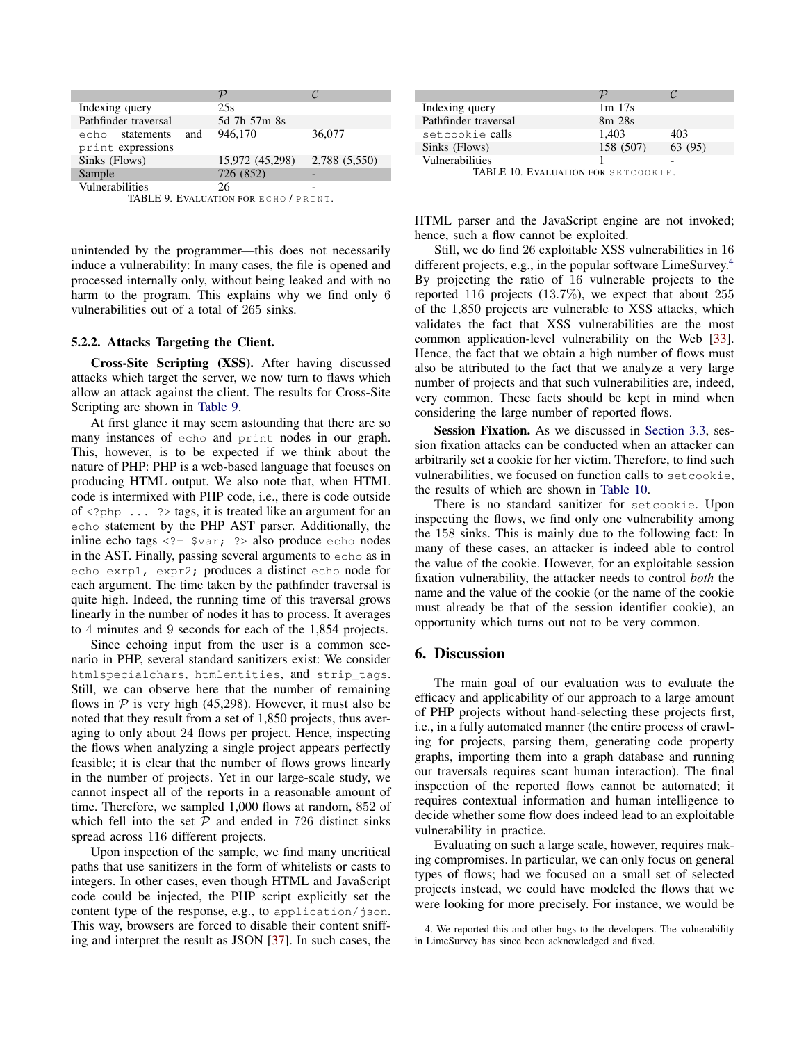| | $\mathcal{P}$ | $\mathcal{C}$ |
|---|---|---|
| Indexing query | 25s | |
| Pathfinder traversal | 5d 7h 57m 8s | |
| echo statements and print expressions | 946,170 | 36,077 |
| Sinks (Flows) | 15,972 (45,298) | 2,788 (5,550) |
| Sample | 726 (852) | - |
| Vulnerabilities | 26 | - |

TABLE 9. Evaluation for echo / print.

unintended by the programmer—this does not necessarily induce a vulnerability: In many cases, the file is opened and processed internally only, without being leaked and with no harm to the program. This explains why we find only 6 vulnerabilities out of a total of 265 sinks.

### 5.2.2. Attacks Targeting the Client.

**Cross-Site Scripting (XSS).** After having discussed attacks which target the server, we now turn to flaws which allow an attack against the client. The results for Cross-Site Scripting are shown in Table 9.

At first glance it may seem astounding that there are so many instances of `echo` and `print` nodes in our graph. This, however, is to be expected if we think about the nature of PHP: PHP is a web-based language that focuses on producing HTML output. We also note that, when HTML code is intermixed with PHP code, i.e., there is code outside of `<?php ... ?>` tags, it is treated like an argument for an `echo` statement by the PHP AST parser. Additionally, the inline echo tags `<?= $var; ?>` also produce `echo` nodes in the AST. Finally, passing several arguments to `echo` as in `echo exrp1, expr2;` produces a distinct `echo` node for each argument. The time taken by the pathfinder traversal is quite high. Indeed, the running time of this traversal grows linearly in the number of nodes it has to process. It averages to 4 minutes and 9 seconds for each of the 1,854 projects.

Since echoing input from the user is a common scenario in PHP, several standard sanitizers exist: We consider `htmlspecialchars`, `htmlentities`, and `strip_tags`. Still, we can observe here that the number of remaining flows in $\mathcal{P}$ is very high (45,298). However, it must also be noted that they result from a set of 1,850 projects, thus averaging to only about 24 flows per project. Hence, inspecting the flows when analyzing a single project appears perfectly feasible; it is clear that the number of flows grows linearly in the number of projects. Yet in our large-scale study, we cannot inspect all of the reports in a reasonable amount of time. Therefore, we sampled 1,000 flows at random, 852 of which fell into the set $\mathcal{P}$ and ended in 726 distinct sinks spread across 116 different projects.

Upon inspection of the sample, we find many uncritical paths that use sanitizers in the form of whitelists or casts to integers. In other cases, even though HTML and JavaScript code could be injected, the PHP script explicitly set the content type of the response, e.g., to `application/json`. This way, browsers are forced to disable their content sniffing and interpret the result as JSON [37]. In such cases, the HTML parser and the JavaScript engine are not invoked; hence, such a flow cannot be exploited.

Still, we do find 26 exploitable XSS vulnerabilities in 16 different projects, e.g., in the popular software LimeSurvey.[4] By projecting the ratio of 16 vulnerable projects to the reported 116 projects (13.7%), we expect that about 255 of the 1,850 projects are vulnerable to XSS attacks, which validates the fact that XSS vulnerabilities are the most common application-level vulnerability on the Web [33]. Hence, the fact that we obtain a high number of flows must also be attributed to the fact that we analyze a very large number of projects and that such vulnerabilities are, indeed, very common. These facts should be kept in mind when considering the large number of reported flows.

| | $\mathcal{P}$ | $\mathcal{C}$ |
|---|---|---|
| Indexing query | 1m 17s | |
| Pathfinder traversal | 8m 28s | |
| setcookie calls | 1,403 | 403 |
| Sinks (Flows) | 158 (507) | 63 (95) |
| Vulnerabilities | 1 | - |

TABLE 10. Evaluation for setcookie.

**Session Fixation.** As we discussed in Section 3.3, session fixation attacks can be conducted when an attacker can arbitrarily set a cookie for her victim. Therefore, to find such vulnerabilities, we focused on function calls to `setcookie`, the results of which are shown in Table 10.

There is no standard sanitizer for `setcookie`. Upon inspecting the flows, we find only one vulnerability among the 158 sinks. This is mainly due to the following fact: In many of these cases, an attacker is indeed able to control the value of the cookie. However, for an exploitable session fixation vulnerability, the attacker needs to control *both* the name and the value of the cookie (or the name of the cookie must already be that of the session identifier cookie), an opportunity which turns out not to be very common.

## 6. Discussion

The main goal of our evaluation was to evaluate the efficacy and applicability of our approach to a large amount of PHP projects without hand-selecting these projects first, i.e., in a fully automated manner (the entire process of crawling for projects, parsing them, generating code property graphs, importing them into a graph database and running our traversals requires scant human interaction). The final inspection of the reported flows cannot be automated; it requires contextual information and human intelligence to decide whether some flow does indeed lead to an exploitable vulnerability in practice.

Evaluating on such a large scale, however, requires making compromises. In particular, we can only focus on general types of flows; had we focused on a small set of selected projects instead, we could have modeled the flows that we were looking for more precisely. For instance, we would be

4. We reported this and other bugs to the developers. The vulnerability in LimeSurvey has since been acknowledged and fixed.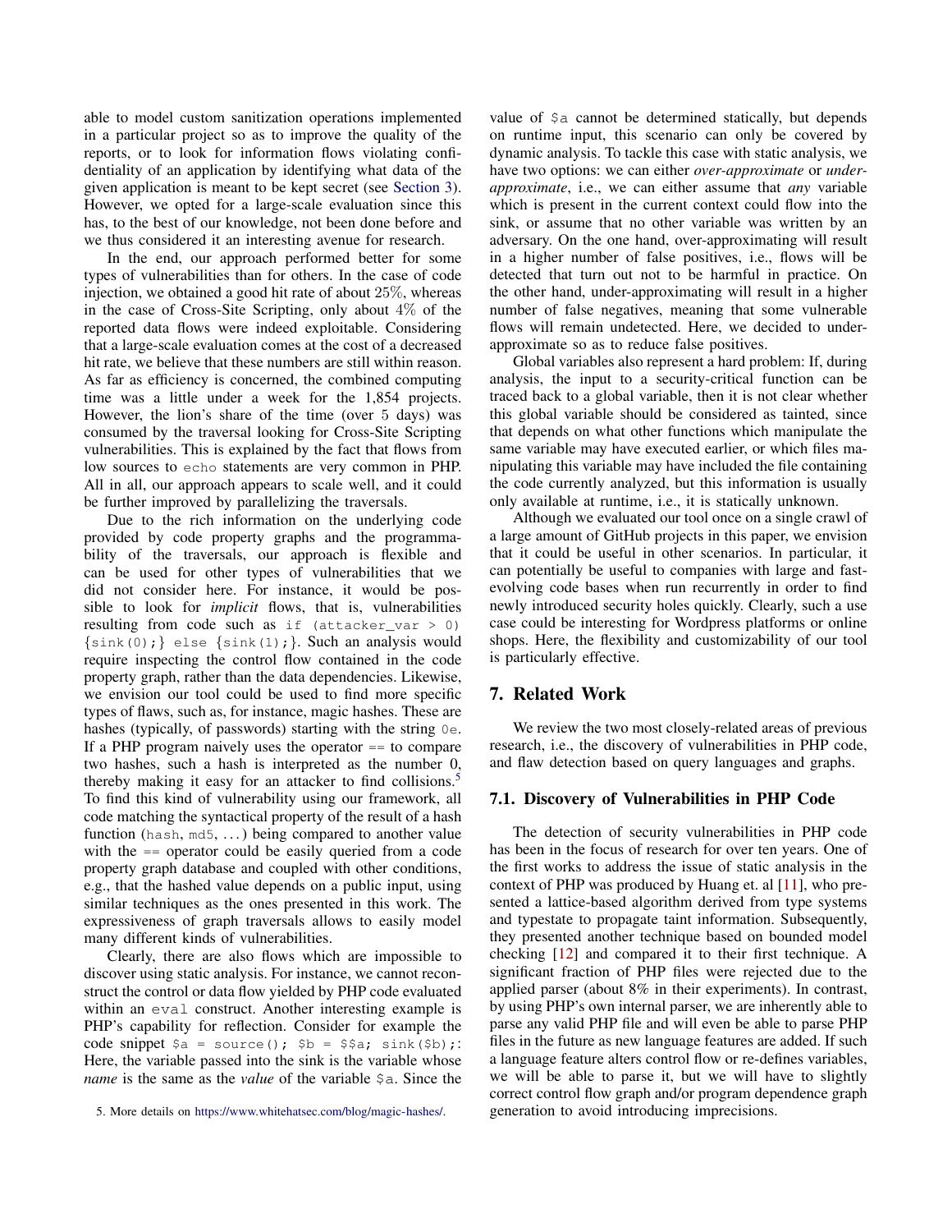able to model custom sanitization operations implemented in a particular project so as to improve the quality of the reports, or to look for information flows violating confidentiality of an application by identifying what data of the given application is meant to be kept secret (see Section 3). However, we opted for a large-scale evaluation since this has, to the best of our knowledge, not been done before and we thus considered it an interesting avenue for research.

In the end, our approach performed better for some types of vulnerabilities than for others. In the case of code injection, we obtained a good hit rate of about 25%, whereas in the case of Cross-Site Scripting, only about 4% of the reported data flows were indeed exploitable. Considering that a large-scale evaluation comes at the cost of a decreased hit rate, we believe that these numbers are still within reason. As far as efficiency is concerned, the combined computing time was a little under a week for the 1,854 projects. However, the lion's share of the time (over 5 days) was consumed by the traversal looking for Cross-Site Scripting vulnerabilities. This is explained by the fact that flows from low sources to `echo` statements are very common in PHP. All in all, our approach appears to scale well, and it could be further improved by parallelizing the traversals.

Due to the rich information on the underlying code provided by code property graphs and the programmability of the traversals, our approach is flexible and can be used for other types of vulnerabilities that we did not consider here. For instance, it would be possible to look for *implicit* flows, that is, vulnerabilities resulting from code such as `if (attacker_var > 0) {sink(0);} else {sink(1);}`. Such an analysis would require inspecting the control flow contained in the code property graph, rather than the data dependencies. Likewise, we envision our tool could be used to find more specific types of flaws, such as, for instance, magic hashes. These are hashes (typically, of passwords) starting with the string `0e`. If a PHP program naively uses the operator == to compare two hashes, such a hash is interpreted as the number 0, thereby making it easy for an attacker to find collisions.[5] To find this kind of vulnerability using our framework, all code matching the syntactical property of the result of a hash function (`hash`, `md5`, ...) being compared to another value with the `==` operator could be easily queried from a code property graph database and coupled with other conditions, e.g., that the hashed value depends on a public input, using similar techniques as the ones presented in this work. The expressiveness of graph traversals allows to easily model many different kinds of vulnerabilities.

Clearly, there are also flows which are impossible to discover using static analysis. For instance, we cannot reconstruct the control or data flow yielded by PHP code evaluated within an `eval` construct. Another interesting example is PHP's capability for reflection. Consider for example the code snippet `$a = source(); $b = $$a; sink($b);`: Here, the variable passed into the sink is the variable whose *name* is the same as the *value* of the variable `$a`. Since the value of `$a` cannot be determined statically, but depends on runtime input, this scenario can only be covered by dynamic analysis. To tackle this case with static analysis, we have two options: we can either *over-approximate* or *under-approximate*, i.e., we can either assume that *any* variable which is present in the current context could flow into the sink, or assume that no other variable was written by an adversary. On the one hand, over-approximating will result in a higher number of false positives, i.e., flows will be detected that turn out not to be harmful in practice. On the other hand, under-approximating will result in a higher number of false negatives, meaning that some vulnerable flows will remain undetected. Here, we decided to under-approximate so as to reduce false positives.

Global variables also represent a hard problem: If, during analysis, the input to a security-critical function can be traced back to a global variable, then it is not clear whether this global variable should be considered as tainted, since that depends on what other functions which manipulate the same variable may have executed earlier, or which files manipulating this variable may have included the file containing the code currently analyzed, but this information is usually only available at runtime, i.e., it is statically unknown.

Although we evaluated our tool once on a single crawl of a large amount of GitHub projects in this paper, we envision that it could be useful in other scenarios. In particular, it can potentially be useful to companies with large and fast-evolving code bases when run recurrently in order to find newly introduced security holes quickly. Clearly, such a use case could be interesting for Wordpress platforms or online shops. Here, the flexibility and customizability of our tool is particularly effective.

## 7. Related Work

We review the two most closely-related areas of previous research, i.e., the discovery of vulnerabilities in PHP code, and flaw detection based on query languages and graphs.

### 7.1. Discovery of Vulnerabilities in PHP Code

The detection of security vulnerabilities in PHP code has been in the focus of research for over ten years. One of the first works to address the issue of static analysis in the context of PHP was produced by Huang et. al [11], who presented a lattice-based algorithm derived from type systems and typestate to propagate taint information. Subsequently, they presented another technique based on bounded model checking [12] and compared it to their first technique. A significant fraction of PHP files were rejected due to the applied parser (about 8% in their experiments). In contrast, by using PHP's own internal parser, we are inherently able to parse any valid PHP file and will even be able to parse PHP files in the future as new language features are added. If such a language feature alters control flow or re-defines variables, we will be able to parse it, but we will have to slightly correct control flow graph and/or program dependence graph generation to avoid introducing imprecisions.

5. More details on https://www.whitehatsec.com/blog/magic-hashes/.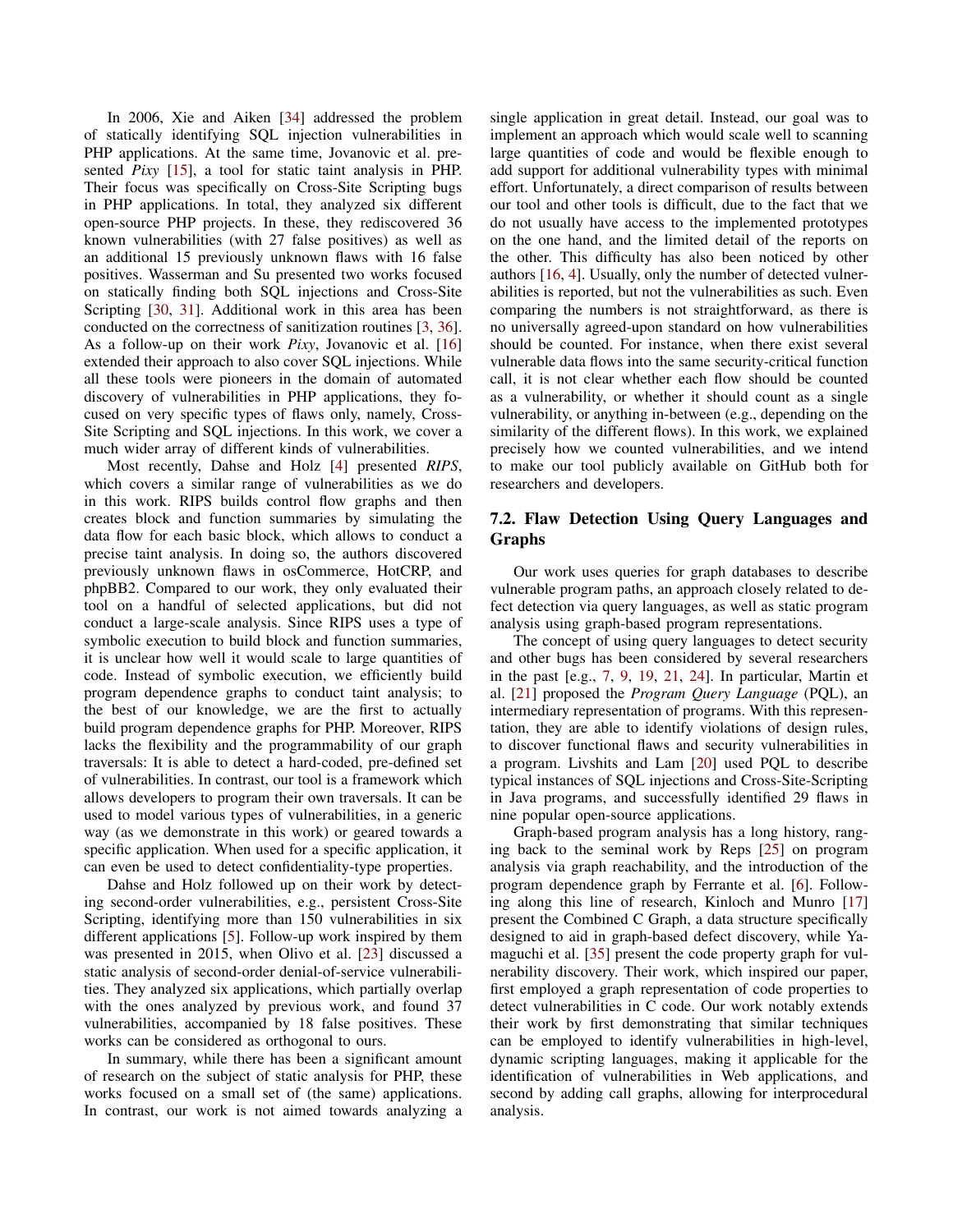In 2006, Xie and Aiken [34] addressed the problem of statically identifying SQL injection vulnerabilities in PHP applications. At the same time, Jovanovic et al. presented *Pixy* [15], a tool for static taint analysis in PHP. Their focus was specifically on Cross-Site Scripting bugs in PHP applications. In total, they analyzed six different open-source PHP projects. In these, they rediscovered 36 known vulnerabilities (with 27 false positives) as well as an additional 15 previously unknown flaws with 16 false positives. Wasserman and Su presented two works focused on statically finding both SQL injections and Cross-Site Scripting [30, 31]. Additional work in this area has been conducted on the correctness of sanitization routines [3, 36]. As a follow-up on their work *Pixy*, Jovanovic et al. [16] extended their approach to also cover SQL injections. While all these tools were pioneers in the domain of automated discovery of vulnerabilities in PHP applications, they focused on very specific types of flaws only, namely, Cross-Site Scripting and SQL injections. In this work, we cover a much wider array of different kinds of vulnerabilities.

Most recently, Dahse and Holz [4] presented *RIPS*, which covers a similar range of vulnerabilities as we do in this work. RIPS builds control flow graphs and then creates block and function summaries by simulating the data flow for each basic block, which allows to conduct a precise taint analysis. In doing so, the authors discovered previously unknown flaws in osCommerce, HotCRP, and phpBB2. Compared to our work, they only evaluated their tool on a handful of selected applications, but did not conduct a large-scale analysis. Since RIPS uses a type of symbolic execution to build block and function summaries, it is unclear how well it would scale to large quantities of code. Instead of symbolic execution, we efficiently build program dependence graphs to conduct taint analysis; to the best of our knowledge, we are the first to actually build program dependence graphs for PHP. Moreover, RIPS lacks the flexibility and the programmability of our graph traversals: It is able to detect a hard-coded, pre-defined set of vulnerabilities. In contrast, our tool is a framework which allows developers to program their own traversals. It can be used to model various types of vulnerabilities, in a generic way (as we demonstrate in this work) or geared towards a specific application. When used for a specific application, it can even be used to detect confidentiality-type properties.

Dahse and Holz followed up on their work by detecting second-order vulnerabilities, e.g., persistent Cross-Site Scripting, identifying more than 150 vulnerabilities in six different applications [5]. Follow-up work inspired by them was presented in 2015, when Olivo et al. [23] discussed a static analysis of second-order denial-of-service vulnerabilities. They analyzed six applications, which partially overlap with the ones analyzed by previous work, and found 37 vulnerabilities, accompanied by 18 false positives. These works can be considered as orthogonal to ours.

In summary, while there has been a significant amount of research on the subject of static analysis for PHP, these works focused on a small set of (the same) applications. In contrast, our work is not aimed towards analyzing a single application in great detail. Instead, our goal was to implement an approach which would scale well to scanning large quantities of code and would be flexible enough to add support for additional vulnerability types with minimal effort. Unfortunately, a direct comparison of results between our tool and other tools is difficult, due to the fact that we do not usually have access to the implemented prototypes on the one hand, and the limited detail of the reports on the other. This difficulty has also been noticed by other authors [16, 4]. Usually, only the number of detected vulnerabilities is reported, but not the vulnerabilities as such. Even comparing the numbers is not straightforward, as there is no universally agreed-upon standard on how vulnerabilities should be counted. For instance, when there exist several vulnerable data flows into the same security-critical function call, it is not clear whether each flow should be counted as a vulnerability, or whether it should count as a single vulnerability, or anything in-between (e.g., depending on the similarity of the different flows). In this work, we explained precisely how we counted vulnerabilities, and we intend to make our tool publicly available on GitHub both for researchers and developers.

## 7.2. Flaw Detection Using Query Languages and Graphs

Our work uses queries for graph databases to describe vulnerable program paths, an approach closely related to defect detection via query languages, as well as static program analysis using graph-based program representations.

The concept of using query languages to detect security and other bugs has been considered by several researchers in the past [e.g., 7, 9, 19, 21, 24]. In particular, Martin et al. [21] proposed the *Program Query Language* (PQL), an intermediary representation of programs. With this representation, they are able to identify violations of design rules, to discover functional flaws and security vulnerabilities in a program. Livshits and Lam [20] used PQL to describe typical instances of SQL injections and Cross-Site-Scripting in Java programs, and successfully identified 29 flaws in nine popular open-source applications.

Graph-based program analysis has a long history, ranging back to the seminal work by Reps [25] on program analysis via graph reachability, and the introduction of the program dependence graph by Ferrante et al. [6]. Following along this line of research, Kinloch and Munro [17] present the Combined C Graph, a data structure specifically designed to aid in graph-based defect discovery, while Yamaguchi et al. [35] present the code property graph for vulnerability discovery. Their work, which inspired our paper, first employed a graph representation of code properties to detect vulnerabilities in C code. Our work notably extends their work by first demonstrating that similar techniques can be employed to identify vulnerabilities in high-level, dynamic scripting languages, making it applicable for the identification of vulnerabilities in Web applications, and second by adding call graphs, allowing for interprocedural analysis.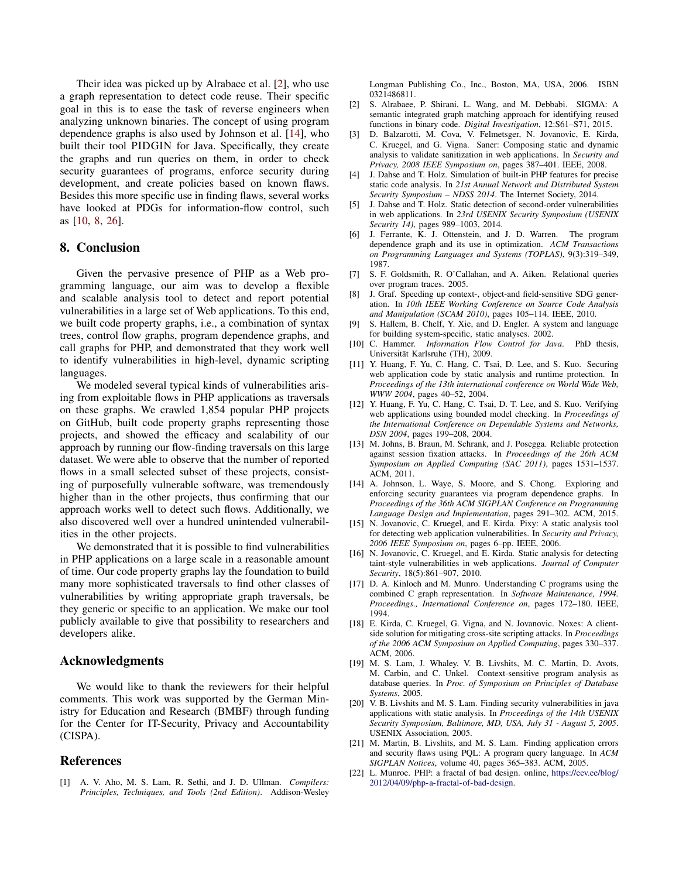Their idea was picked up by Alrabaee et al. [2], who use a graph representation to detect code reuse. Their specific goal in this is to ease the task of reverse engineers when analyzing unknown binaries. The concept of using program dependence graphs is also used by Johnson et al. [14], who built their tool PIDGIN for Java. Specifically, they create the graphs and run queries on them, in order to check security guarantees of programs, enforce security during development, and create policies based on known flaws. Besides this more specific use in finding flaws, several works have looked at PDGs for information-flow control, such as [10, 8, 26].

## 8. Conclusion

Given the pervasive presence of PHP as a Web programming language, our aim was to develop a flexible and scalable analysis tool to detect and report potential vulnerabilities in a large set of Web applications. To this end, we built code property graphs, i.e., a combination of syntax trees, control flow graphs, program dependence graphs, and call graphs for PHP, and demonstrated that they work well to identify vulnerabilities in high-level, dynamic scripting languages.

We modeled several typical kinds of vulnerabilities arising from exploitable flows in PHP applications as traversals on these graphs. We crawled 1,854 popular PHP projects on GitHub, built code property graphs representing those projects, and showed the efficacy and scalability of our approach by running our flow-finding traversals on this large dataset. We were able to observe that the number of reported flows in a small selected subset of these projects, consisting of purposefully vulnerable software, was tremendously higher than in the other projects, thus confirming that our approach works well to detect such flows. Additionally, we also discovered well over a hundred unintended vulnerabilities in the other projects.

We demonstrated that it is possible to find vulnerabilities in PHP applications on a large scale in a reasonable amount of time. Our code property graphs lay the foundation to build many more sophisticated traversals to find other classes of vulnerabilities by writing appropriate graph traversals, be they generic or specific to an application. We make our tool publicly available to give that possibility to researchers and developers alike.

## Acknowledgments

We would like to thank the reviewers for their helpful comments. This work was supported by the German Ministry for Education and Research (BMBF) through funding for the Center for IT-Security, Privacy and Accountability (CISPA).

## References

[1] A. V. Aho, M. S. Lam, R. Sethi, and J. D. Ullman. *Compilers: Principles, Techniques, and Tools (2nd Edition)*. Addison-Wesley Longman Publishing Co., Inc., Boston, MA, USA, 2006. ISBN 0321486811.

[2] S. Alrabaee, P. Shirani, L. Wang, and M. Debbabi. SIGMA: A semantic integrated graph matching approach for identifying reused functions in binary code. *Digital Investigation*, 12:S61–S71, 2015.

[3] D. Balzarotti, M. Cova, V. Felmetsger, N. Jovanovic, E. Kirda, C. Kruegel, and G. Vigna. Saner: Composing static and dynamic analysis to validate sanitization in web applications. In *Security and Privacy, 2008 IEEE Symposium on*, pages 387–401. IEEE, 2008.

[4] J. Dahse and T. Holz. Simulation of built-in PHP features for precise static code analysis. In *21st Annual Network and Distributed System Security Symposium – NDSS 2014*. The Internet Society, 2014.

[5] J. Dahse and T. Holz. Static detection of second-order vulnerabilities in web applications. In *23rd USENIX Security Symposium (USENIX Security 14)*, pages 989–1003, 2014.

[6] J. Ferrante, K. J. Ottenstein, and J. D. Warren. The program dependence graph and its use in optimization. *ACM Transactions on Programming Languages and Systems (TOPLAS)*, 9(3):319–349, 1987.

[7] S. F. Goldsmith, R. O'Callahan, and A. Aiken. Relational queries over program traces. 2005.

[8] J. Graf. Speeding up context-, object-and field-sensitive SDG generation. In *10th IEEE Working Conference on Source Code Analysis and Manipulation (SCAM 2010)*, pages 105–114. IEEE, 2010.

[9] S. Hallem, B. Chelf, Y. Xie, and D. Engler. A system and language for building system-specific, static analyses. 2002.

[10] C. Hammer. *Information Flow Control for Java*. PhD thesis, Universität Karlsruhe (TH), 2009.

[11] Y. Huang, F. Yu, C. Hang, C. Tsai, D. Lee, and S. Kuo. Securing web application code by static analysis and runtime protection. In *Proceedings of the 13th international conference on World Wide Web, WWW 2004*, pages 40–52, 2004.

[12] Y. Huang, F. Yu, C. Hang, C. Tsai, D. T. Lee, and S. Kuo. Verifying web applications using bounded model checking. In *Proceedings of the International Conference on Dependable Systems and Networks, DSN 2004*, pages 199–208, 2004.

[13] M. Johns, B. Braun, M. Schrank, and J. Posegga. Reliable protection against session fixation attacks. In *Proceedings of the 26th ACM Symposium on Applied Computing (SAC 2011)*, pages 1531–1537. ACM, 2011.

[14] A. Johnson, L. Waye, S. Moore, and S. Chong. Exploring and enforcing security guarantees via program dependence graphs. In *Proceedings of the 36th ACM SIGPLAN Conference on Programming Language Design and Implementation*, pages 291–302. ACM, 2015.

[15] N. Jovanovic, C. Kruegel, and E. Kirda. Pixy: A static analysis tool for detecting web application vulnerabilities. In *Security and Privacy, 2006 IEEE Symposium on*, pages 6–pp. IEEE, 2006.

[16] N. Jovanovic, C. Kruegel, and E. Kirda. Static analysis for detecting taint-style vulnerabilities in web applications. *Journal of Computer Security*, 18(5):861–907, 2010.

[17] D. A. Kinloch and M. Munro. Understanding C programs using the combined C graph representation. In *Software Maintenance, 1994. Proceedings., International Conference on*, pages 172–180. IEEE, 1994.

[18] E. Kirda, C. Kruegel, G. Vigna, and N. Jovanovic. Noxes: A client-side solution for mitigating cross-site scripting attacks. In *Proceedings of the 2006 ACM Symposium on Applied Computing*, pages 330–337. ACM, 2006.

[19] M. S. Lam, J. Whaley, V. B. Livshits, M. C. Martin, D. Avots, M. Carbin, and C. Unkel. Context-sensitive program analysis as database queries. In *Proc. of Symposium on Principles of Database Systems*, 2005.

[20] V. B. Livshits and M. S. Lam. Finding security vulnerabilities in java applications with static analysis. In *Proceedings of the 14th USENIX Security Symposium, Baltimore, MD, USA, July 31 - August 5, 2005*. USENIX Association, 2005.

[21] M. Martin, B. Livshits, and M. S. Lam. Finding application errors and security flaws using PQL: A program query language. In *ACM SIGPLAN Notices*, volume 40, pages 365–383. ACM, 2005.

[22] L. Munroe. PHP: a fractal of bad design. online, https://eev.ee/blog/2012/04/09/php-a-fractal-of-bad-design.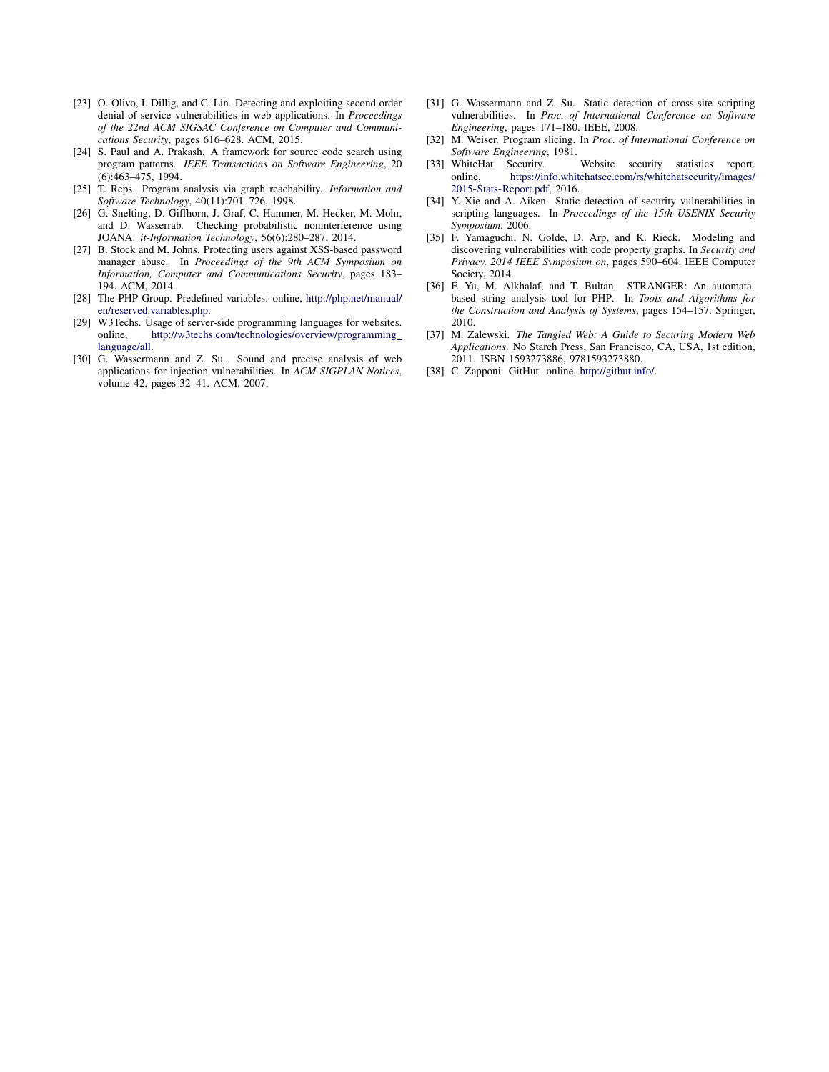- [23] O. Olivo, I. Dillig, and C. Lin. Detecting and exploiting second order denial-of-service vulnerabilities in web applications. In *Proceedings of the 22nd ACM SIGSAC Conference on Computer and Communications Security*, pages 616–628. ACM, 2015.
- [24] S. Paul and A. Prakash. A framework for source code search using program patterns. *IEEE Transactions on Software Engineering*, 20 (6):463–475, 1994.
- [25] T. Reps. Program analysis via graph reachability. *Information and Software Technology*, 40(11):701–726, 1998.
- [26] G. Snelting, D. Giffhorn, J. Graf, C. Hammer, M. Hecker, M. Mohr, and D. Wasserrab. Checking probabilistic noninterference using JOANA. *it-Information Technology*, 56(6):280–287, 2014.
- [27] B. Stock and M. Johns. Protecting users against XSS-based password manager abuse. In *Proceedings of the 9th ACM Symposium on Information, Computer and Communications Security*, pages 183–194. ACM, 2014.
- [28] The PHP Group. Predefined variables. online, http://php.net/manual/en/reserved.variables.php.
- [29] W3Techs. Usage of server-side programming languages for websites. online, http://w3techs.com/technologies/overview/programming_language/all.
- [30] G. Wassermann and Z. Su. Sound and precise analysis of web applications for injection vulnerabilities. In *ACM SIGPLAN Notices*, volume 42, pages 32–41. ACM, 2007.
- [31] G. Wassermann and Z. Su. Static detection of cross-site scripting vulnerabilities. In *Proc. of International Conference on Software Engineering*, pages 171–180. IEEE, 2008.
- [32] M. Weiser. Program slicing. In *Proc. of International Conference on Software Engineering*, 1981.
- [33] WhiteHat Security. Website security statistics report. online, https://info.whitehatsec.com/rs/whitehatsecurity/images/2015-Stats-Report.pdf, 2016.
- [34] Y. Xie and A. Aiken. Static detection of security vulnerabilities in scripting languages. In *Proceedings of the 15th USENIX Security Symposium*, 2006.
- [35] F. Yamaguchi, N. Golde, D. Arp, and K. Rieck. Modeling and discovering vulnerabilities with code property graphs. In *Security and Privacy, 2014 IEEE Symposium on*, pages 590–604. IEEE Computer Society, 2014.
- [36] F. Yu, M. Alkhalaf, and T. Bultan. STRANGER: An automata-based string analysis tool for PHP. In *Tools and Algorithms for the Construction and Analysis of Systems*, pages 154–157. Springer, 2010.
- [37] M. Zalewski. *The Tangled Web: A Guide to Securing Modern Web Applications*. No Starch Press, San Francisco, CA, USA, 1st edition, 2011. ISBN 1593273886, 9781593273880.
- [38] C. Zapponi. GitHut. online, http://githut.info/.